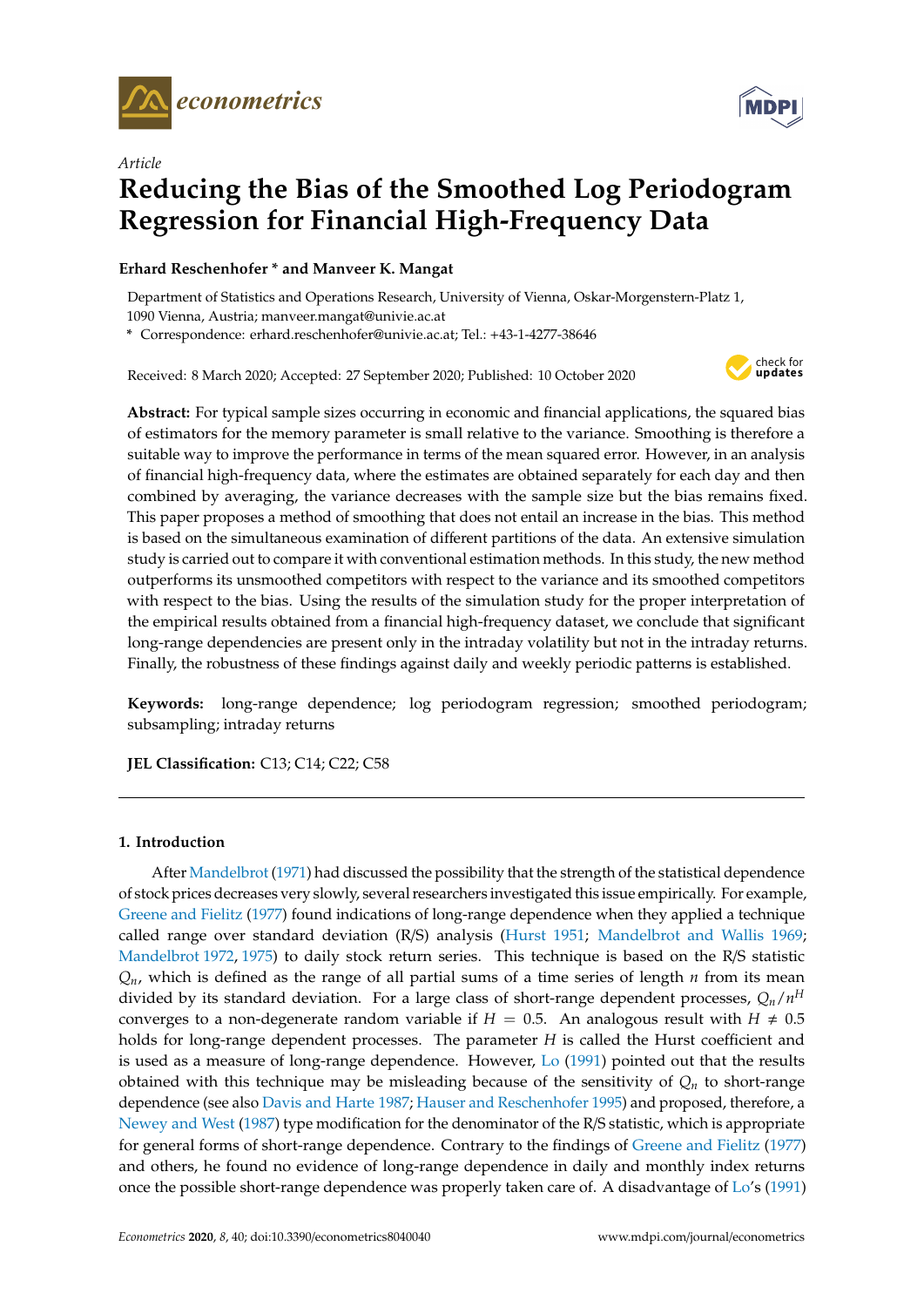*Article*

# Reducing the Bias of the Smoothed Log Periodogram Regression for Financial High-Frequency Data

**Erhard Reschenhofer * and Manveer K. Mangat**

Department of Statistics and Operations Research, University of Vienna, Oskar-Morgenstern-Platz 1, 1090 Vienna, Austria; manveer.mangat@univie.ac.at

* Correspondence: erhard.reschenhofer@univie.ac.at; Tel.: +43-1-4277-38646

Received: 8 March 2020; Accepted: 27 September 2020; Published: 10 October 2020

**Abstract:** For typical sample sizes occurring in economic and financial applications, the squared bias of estimators for the memory parameter is small relative to the variance. Smoothing is therefore a suitable way to improve the performance in terms of the mean squared error. However, in an analysis of financial high-frequency data, where the estimates are obtained separately for each day and then combined by averaging, the variance decreases with the sample size but the bias remains fixed. This paper proposes a method of smoothing that does not entail an increase in the bias. This method is based on the simultaneous examination of different partitions of the data. An extensive simulation study is carried out to compare it with conventional estimation methods. In this study, the new method outperforms its unsmoothed competitors with respect to the variance and its smoothed competitors with respect to the bias. Using the results of the simulation study for the proper interpretation of the empirical results obtained from a financial high-frequency dataset, we conclude that significant long-range dependencies are present only in the intraday volatility but not in the intraday returns. Finally, the robustness of these findings against daily and weekly periodic patterns is established.

**Keywords:** long-range dependence; log periodogram regression; smoothed periodogram; subsampling; intraday returns

**JEL Classification:** C13; C14; C22; C58

## 1. Introduction

After Mandelbrot (1971) had discussed the possibility that the strength of the statistical dependence of stock prices decreases very slowly, several researchers investigated this issue empirically. For example, Greene and Fielitz (1977) found indications of long-range dependence when they applied a technique called range over standard deviation (R/S) analysis (Hurst 1951; Mandelbrot and Wallis 1969; Mandelbrot 1972, 1975) to daily stock return series. This technique is based on the R/S statistic $Q_n$, which is defined as the range of all partial sums of a time series of length $n$ from its mean divided by its standard deviation. For a large class of short-range dependent processes, $Q_n/n^H$ converges to a non-degenerate random variable if $H = 0.5$. An analogous result with $H \neq 0.5$ holds for long-range dependent processes. The parameter $H$ is called the Hurst coefficient and is used as a measure of long-range dependence. However, Lo (1991) pointed out that the results obtained with this technique may be misleading because of the sensitivity of $Q_n$ to short-range dependence (see also Davis and Harte 1987; Hauser and Reschenhofer 1995) and proposed, therefore, a Newey and West (1987) type modification for the denominator of the R/S statistic, which is appropriate for general forms of short-range dependence. Contrary to the findings of Greene and Fielitz (1977) and others, he found no evidence of long-range dependence in daily and monthly index returns once the possible short-range dependence was properly taken care of. A disadvantage of Lo's (1991)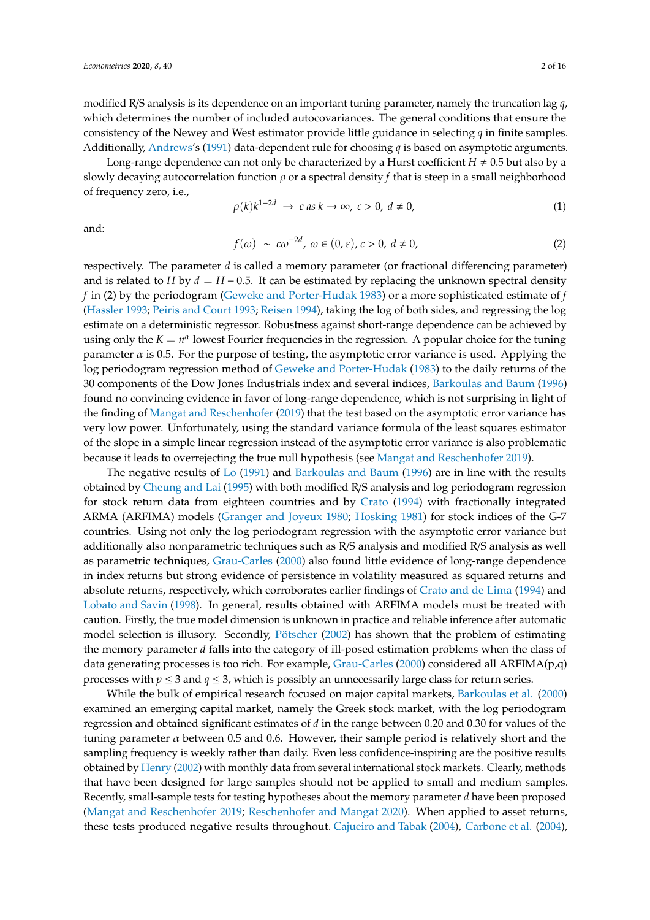modified R/S analysis is its dependence on an important tuning parameter, namely the truncation lag $q$, which determines the number of included autocovariances. The general conditions that ensure the consistency of the Newey and West estimator provide little guidance in selecting $q$ in finite samples. Additionally, Andrews's (1991) data-dependent rule for choosing $q$ is based on asymptotic arguments.

Long-range dependence can not only be characterized by a Hurst coefficient $H \neq 0.5$ but also by a slowly decaying autocorrelation function $\rho$ or a spectral density $f$ that is steep in a small neighborhood of frequency zero, i.e.,

$$\rho(k)k^{1-2d} \rightarrow c \text{ as } k \rightarrow \infty, \; c > 0, \; d \neq 0, \tag{1}$$

and:

$$f(\omega) \sim c\omega^{-2d}, \; \omega \in (0, \varepsilon), \; c > 0, \; d \neq 0, \tag{2}$$

respectively. The parameter $d$ is called a memory parameter (or fractional differencing parameter) and is related to $H$ by $d = H - 0.5$. It can be estimated by replacing the unknown spectral density $f$ in (2) by the periodogram (Geweke and Porter-Hudak 1983) or a more sophisticated estimate of $f$ (Hassler 1993; Peiris and Court 1993; Reisen 1994), taking the log of both sides, and regressing the log estimate on a deterministic regressor. Robustness against short-range dependence can be achieved by using only the $K = n^{\alpha}$ lowest Fourier frequencies in the regression. A popular choice for the tuning parameter $\alpha$ is 0.5. For the purpose of testing, the asymptotic error variance is used. Applying the log periodogram regression method of Geweke and Porter-Hudak (1983) to the daily returns of the 30 components of the Dow Jones Industrials index and several indices, Barkoulas and Baum (1996) found no convincing evidence in favor of long-range dependence, which is not surprising in light of the finding of Mangat and Reschenhofer (2019) that the test based on the asymptotic error variance has very low power. Unfortunately, using the standard variance formula of the least squares estimator of the slope in a simple linear regression instead of the asymptotic error variance is also problematic because it leads to overrejecting the true null hypothesis (see Mangat and Reschenhofer 2019).

The negative results of Lo (1991) and Barkoulas and Baum (1996) are in line with the results obtained by Cheung and Lai (1995) with both modified R/S analysis and log periodogram regression for stock return data from eighteen countries and by Crato (1994) with fractionally integrated ARMA (ARFIMA) models (Granger and Joyeux 1980; Hosking 1981) for stock indices of the G-7 countries. Using not only the log periodogram regression with the asymptotic error variance but additionally also nonparametric techniques such as R/S analysis and modified R/S analysis as well as parametric techniques, Grau-Carles (2000) also found little evidence of long-range dependence in index returns but strong evidence of persistence in volatility measured as squared returns and absolute returns, respectively, which corroborates earlier findings of Crato and de Lima (1994) and Lobato and Savin (1998). In general, results obtained with ARFIMA models must be treated with caution. Firstly, the true model dimension is unknown in practice and reliable inference after automatic model selection is illusory. Secondly, Pötscher (2002) has shown that the problem of estimating the memory parameter $d$ falls into the category of ill-posed estimation problems when the class of data generating processes is too rich. For example, Grau-Carles (2000) considered all ARFIMA(p,q) processes with $p \leq 3$ and $q \leq 3$, which is possibly an unnecessarily large class for return series.

While the bulk of empirical research focused on major capital markets, Barkoulas et al. (2000) examined an emerging capital market, namely the Greek stock market, with the log periodogram regression and obtained significant estimates of $d$ in the range between 0.20 and 0.30 for values of the tuning parameter $\alpha$ between 0.5 and 0.6. However, their sample period is relatively short and the sampling frequency is weekly rather than daily. Even less confidence-inspiring are the positive results obtained by Henry (2002) with monthly data from several international stock markets. Clearly, methods that have been designed for large samples should not be applied to small and medium samples. Recently, small-sample tests for testing hypotheses about the memory parameter $d$ have been proposed (Mangat and Reschenhofer 2019; Reschenhofer and Mangat 2020). When applied to asset returns, these tests produced negative results throughout. Cajueiro and Tabak (2004), Carbone et al. (2004),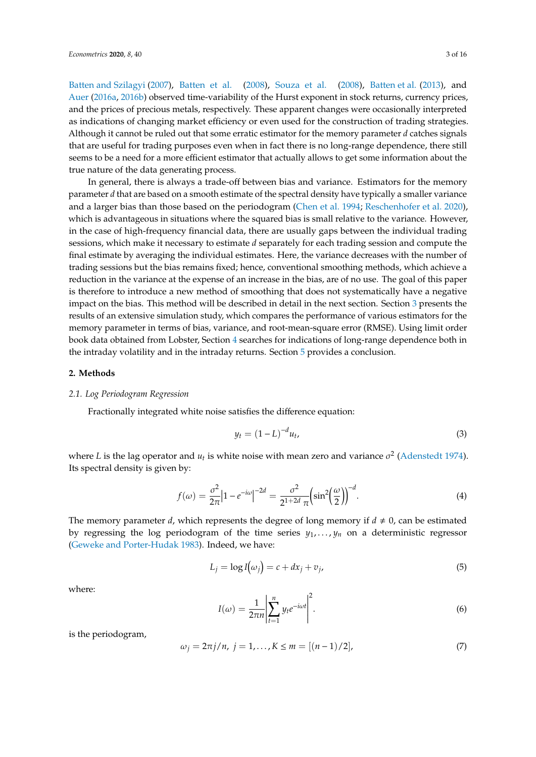Batten and Szilagyi (2007), Batten et al. (2008), Souza et al. (2008), Batten et al. (2013), and Auer (2016a, 2016b) observed time-variability of the Hurst exponent in stock returns, currency prices, and the prices of precious metals, respectively. These apparent changes were occasionally interpreted as indications of changing market efficiency or even used for the construction of trading strategies. Although it cannot be ruled out that some erratic estimator for the memory parameter $d$ catches signals that are useful for trading purposes even when in fact there is no long-range dependence, there still seems to be a need for a more efficient estimator that actually allows to get some information about the true nature of the data generating process.

In general, there is always a trade-off between bias and variance. Estimators for the memory parameter $d$ that are based on a smooth estimate of the spectral density have typically a smaller variance and a larger bias than those based on the periodogram (Chen et al. 1994; Reschenhofer et al. 2020), which is advantageous in situations where the squared bias is small relative to the variance. However, in the case of high-frequency financial data, there are usually gaps between the individual trading sessions, which make it necessary to estimate $d$ separately for each trading session and compute the final estimate by averaging the individual estimates. Here, the variance decreases with the number of trading sessions but the bias remains fixed; hence, conventional smoothing methods, which achieve a reduction in the variance at the expense of an increase in the bias, are of no use. The goal of this paper is therefore to introduce a new method of smoothing that does not systematically have a negative impact on the bias. This method will be described in detail in the next section. Section 3 presents the results of an extensive simulation study, which compares the performance of various estimators for the memory parameter in terms of bias, variance, and root-mean-square error (RMSE). Using limit order book data obtained from Lobster, Section 4 searches for indications of long-range dependence both in the intraday volatility and in the intraday returns. Section 5 provides a conclusion.

## 2. Methods

### 2.1. Log Periodogram Regression

Fractionally integrated white noise satisfies the difference equation:

$$y_t = (1-L)^{-d} u_t, \tag{3}$$

where $L$ is the lag operator and $u_t$ is white noise with mean zero and variance $\sigma^2$ (Adenstedt 1974). Its spectral density is given by:

$$f(\omega) = \frac{\sigma^2}{2\pi}\left|1-e^{-i\omega}\right|^{-2d} = \frac{\sigma^2}{2^{1+2d}\,\pi}\left(\sin^2\!\left(\frac{\omega}{2}\right)\right)^{-d}. \tag{4}$$

The memory parameter $d$, which represents the degree of long memory if $d \neq 0$, can be estimated by regressing the log periodogram of the time series $y_1, \ldots, y_n$ on a deterministic regressor (Geweke and Porter-Hudak 1983). Indeed, we have:

$$L_j = \log I\!\left(\omega_j\right) = c + dx_j + v_j, \tag{5}$$

where:

$$I(\omega) = \frac{1}{2\pi n}\left|\sum_{t=1}^{n} y_t e^{-i\omega t}\right|^2. \tag{6}$$

is the periodogram,

$$\omega_j = 2\pi j/n,\ j = 1, \ldots, K \le m = [(n-1)/2], \tag{7}$$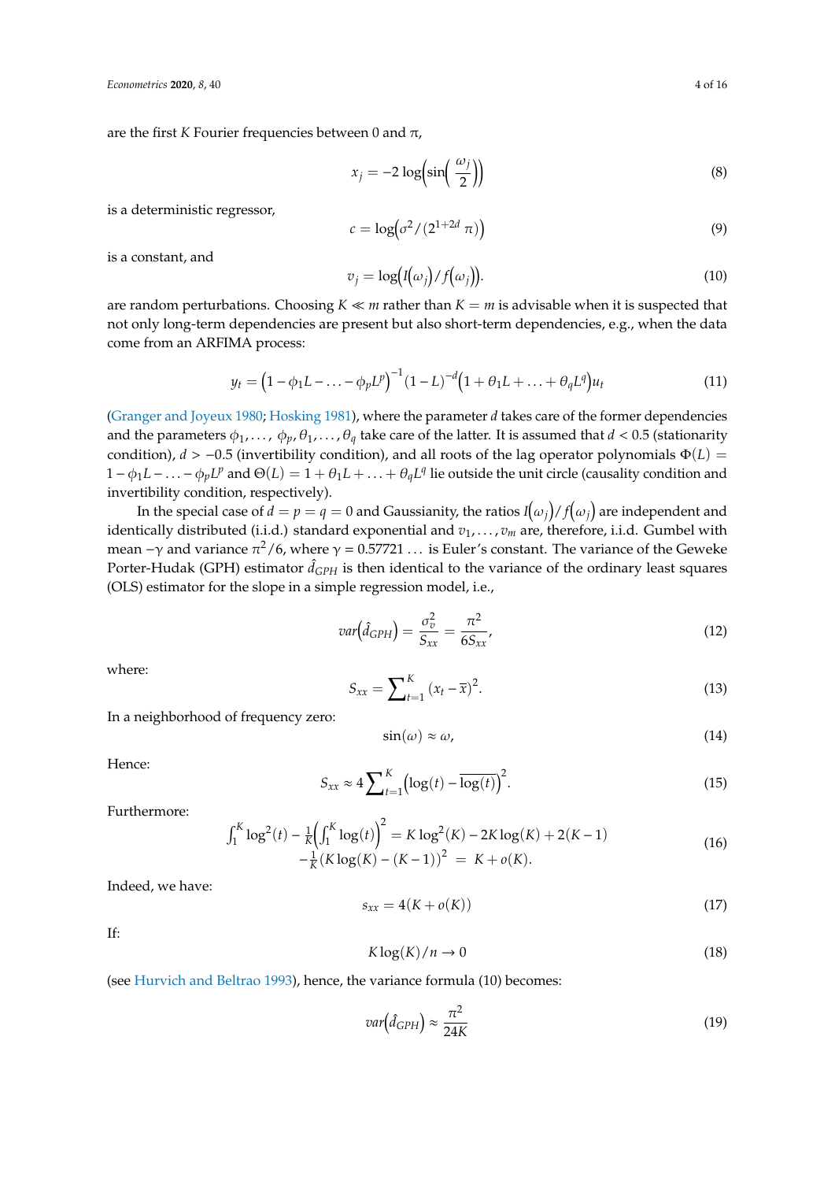are the first $K$ Fourier frequencies between 0 and $\pi$,

$$x_j = -2\log\left(\sin\left(\frac{\omega_j}{2}\right)\right) \tag{8}$$

is a deterministic regressor,

$$c = \log\left(\sigma^2/(2^{1+2d}\,\pi)\right) \tag{9}$$

is a constant, and

$$v_j = \log\left(I\left(\omega_j\right)/f\left(\omega_j\right)\right). \tag{10}$$

are random perturbations. Choosing $K \ll m$ rather than $K = m$ is advisable when it is suspected that not only long-term dependencies are present but also short-term dependencies, e.g., when the data come from an ARFIMA process:

$$y_t = \left(1 - \phi_1 L - \ldots - \phi_p L^p\right)^{-1}(1-L)^{-d}\left(1 + \theta_1 L + \ldots + \theta_q L^q\right)u_t \tag{11}$$

(Granger and Joyeux 1980; Hosking 1981), where the parameter $d$ takes care of the former dependencies and the parameters $\phi_1, \ldots, \phi_p, \theta_1, \ldots, \theta_q$ take care of the latter. It is assumed that $d < 0.5$ (stationarity condition), $d > -0.5$ (invertibility condition), and all roots of the lag operator polynomials $\Phi(L) = 1 - \phi_1 L - \ldots - \phi_p L^p$ and $\Theta(L) = 1 + \theta_1 L + \ldots + \theta_q L^q$ lie outside the unit circle (causality condition and invertibility condition, respectively).

In the special case of $d = p = q = 0$ and Gaussianity, the ratios $I\left(\omega_j\right)/f\left(\omega_j\right)$ are independent and identically distributed (i.i.d.) standard exponential and $v_1, \ldots, v_m$ are, therefore, i.i.d. Gumbel with mean $-\gamma$ and variance $\pi^2/6$, where $\gamma = 0.57721\ldots$ is Euler's constant. The variance of the Geweke Porter-Hudak (GPH) estimator $\hat{d}_{GPH}$ is then identical to the variance of the ordinary least squares (OLS) estimator for the slope in a simple regression model, i.e.,

$$var\left(\hat{d}_{GPH}\right) = \frac{\sigma_v^2}{S_{xx}} = \frac{\pi^2}{6S_{xx}}, \tag{12}$$

where:

$$S_{xx} = \sum\nolimits_{t=1}^{K}\left(x_t - \overline{x}\right)^2. \tag{13}$$

In a neighborhood of frequency zero:

$$\sin(\omega) \approx \omega, \tag{14}$$

Hence:

$$S_{xx} \approx 4\sum\nolimits_{t=1}^{K}\left(\log(t) - \overline{\log(t)}\right)^2. \tag{15}$$

Furthermore:

$$\begin{aligned}\int_1^K \log^2(t) - \tfrac{1}{K}\left(\int_1^K \log(t)\right)^2 &= K\log^2(K) - 2K\log(K) + 2(K-1) \\ -\tfrac{1}{K}\left(K\log(K) - (K-1)\right)^2 &= K + o(K).\end{aligned} \tag{16}$$

Indeed, we have:

$$s_{xx} = 4(K + o(K)) \tag{17}$$

If:

$$K\log(K)/n \to 0 \tag{18}$$

(see Hurvich and Beltrao 1993), hence, the variance formula (10) becomes:

$$var\left(\hat{d}_{GPH}\right) \approx \frac{\pi^2}{24K} \tag{19}$$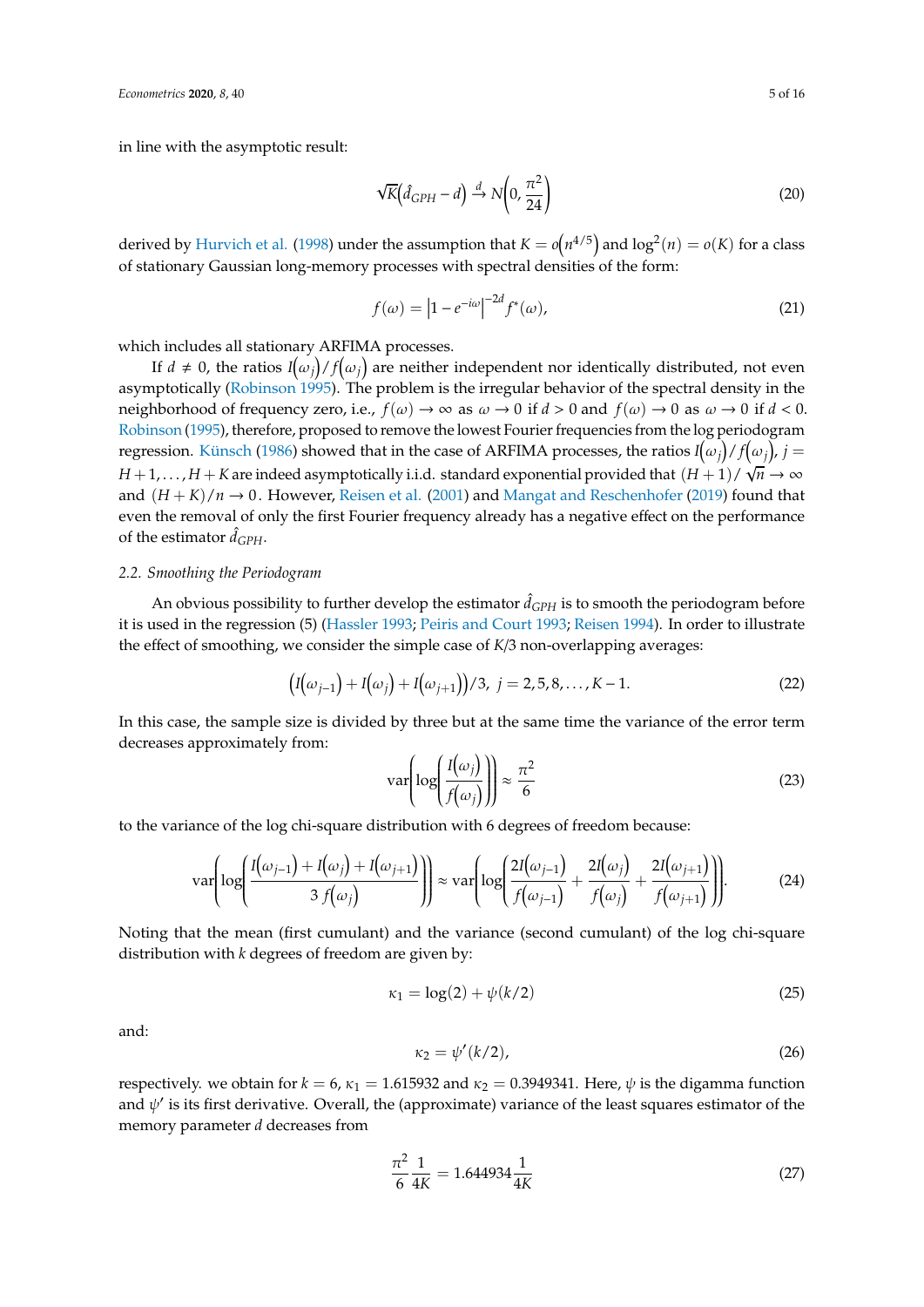in line with the asymptotic result:

$$\sqrt{K}\left(\hat{d}_{GPH} - d\right) \xrightarrow{d} N\left(0, \frac{\pi^2}{24}\right) \tag{20}$$

derived by Hurvich et al. (1998) under the assumption that $K = o\left(n^{4/5}\right)$ and $\log^2(n) = o(K)$ for a class of stationary Gaussian long-memory processes with spectral densities of the form:

$$f(\omega) = \left|1 - e^{-i\omega}\right|^{-2d} f^*(\omega), \tag{21}$$

which includes all stationary ARFIMA processes.

If $d \neq 0$, the ratios $I\left(\omega_j\right)/f\left(\omega_j\right)$ are neither independent nor identically distributed, not even asymptotically (Robinson 1995). The problem is the irregular behavior of the spectral density in the neighborhood of frequency zero, i.e., $f(\omega) \to \infty$ as $\omega \to 0$ if $d > 0$ and $f(\omega) \to 0$ as $\omega \to 0$ if $d < 0$. Robinson (1995), therefore, proposed to remove the lowest Fourier frequencies from the log periodogram regression. Künsch (1986) showed that in the case of ARFIMA processes, the ratios $I\left(\omega_j\right)/f\left(\omega_j\right)$, $j = H+1, \ldots, H+K$ are indeed asymptotically i.i.d. standard exponential provided that $(H+1)/\sqrt{n} \to \infty$ and $(H+K)/n \to 0$. However, Reisen et al. (2001) and Mangat and Reschenhofer (2019) found that even the removal of only the first Fourier frequency already has a negative effect on the performance of the estimator $\hat{d}_{GPH}$.

### 2.2. Smoothing the Periodogram

An obvious possibility to further develop the estimator $\hat{d}_{GPH}$ is to smooth the periodogram before it is used in the regression (5) (Hassler 1993; Peiris and Court 1993; Reisen 1994). In order to illustrate the effect of smoothing, we consider the simple case of $K/3$ non-overlapping averages:

$$\left(I\left(\omega_{j-1}\right) + I\left(\omega_j\right) + I\left(\omega_{j+1}\right)\right)/3, \ j = 2, 5, 8, \ldots, K-1. \tag{22}$$

In this case, the sample size is divided by three but at the same time the variance of the error term decreases approximately from:

$$\operatorname{var}\left(\log\left(\frac{I\left(\omega_j\right)}{f\left(\omega_j\right)}\right)\right) \approx \frac{\pi^2}{6} \tag{23}$$

to the variance of the log chi-square distribution with 6 degrees of freedom because:

$$\operatorname{var}\left(\log\left(\frac{I\left(\omega_{j-1}\right) + I\left(\omega_j\right) + I\left(\omega_{j+1}\right)}{3\,f\left(\omega_j\right)}\right)\right) \approx \operatorname{var}\left(\log\left(\frac{2I\left(\omega_{j-1}\right)}{f\left(\omega_{j-1}\right)} + \frac{2I\left(\omega_j\right)}{f\left(\omega_j\right)} + \frac{2I\left(\omega_{j+1}\right)}{f\left(\omega_{j+1}\right)}\right)\right). \tag{24}$$

Noting that the mean (first cumulant) and the variance (second cumulant) of the log chi-square distribution with $k$ degrees of freedom are given by:

$$\kappa_1 = \log(2) + \psi(k/2) \tag{25}$$

and:

$$\kappa_2 = \psi'(k/2), \tag{26}$$

respectively. we obtain for $k = 6$, $\kappa_1 = 1.615932$ and $\kappa_2 = 0.3949341$. Here, $\psi$ is the digamma function and $\psi'$ is its first derivative. Overall, the (approximate) variance of the least squares estimator of the memory parameter $d$ decreases from

$$\frac{\pi^2}{6}\frac{1}{4K} = 1.644934\frac{1}{4K} \tag{27}$$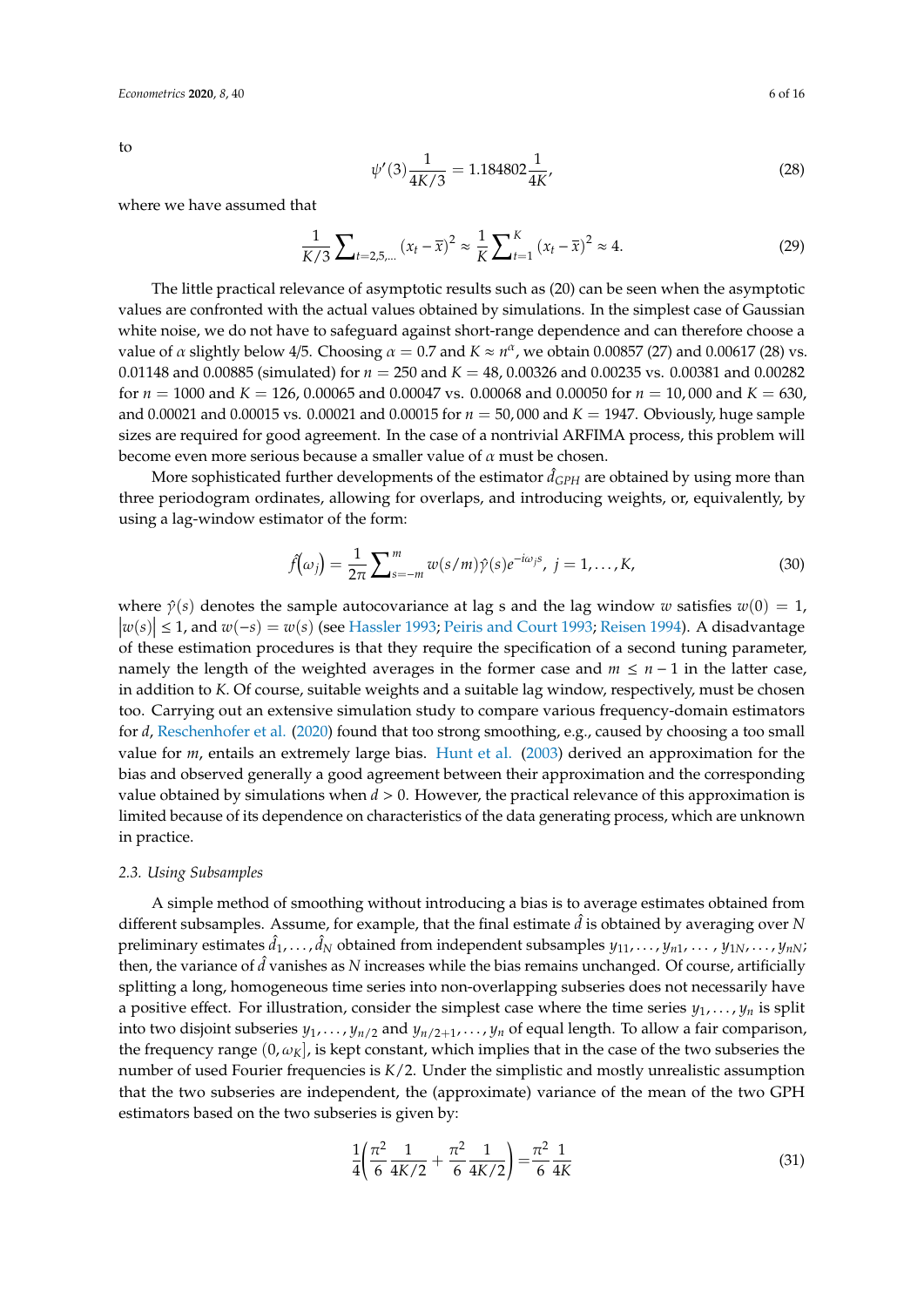to

$$\psi'(3)\frac{1}{4K/3} = 1.184802\frac{1}{4K}, \tag{28}$$

where we have assumed that

$$\frac{1}{K/3}\sum_{t=2,5,\ldots}(x_t-\bar{x})^2 \approx \frac{1}{K}\sum_{t=1}^{K}(x_t-\bar{x})^2 \approx 4. \tag{29}$$

The little practical relevance of asymptotic results such as (20) can be seen when the asymptotic values are confronted with the actual values obtained by simulations. In the simplest case of Gaussian white noise, we do not have to safeguard against short-range dependence and can therefore choose a value of $\alpha$ slightly below 4/5. Choosing $\alpha = 0.7$ and $K \approx n^{\alpha}$, we obtain 0.00857 (27) and 0.00617 (28) vs. 0.01148 and 0.00885 (simulated) for $n = 250$ and $K = 48$, 0.00326 and 0.00235 vs. 0.00381 and 0.00282 for $n = 1000$ and $K = 126$, 0.00065 and 0.00047 vs. 0.00068 and 0.00050 for $n = 10,000$ and $K = 630$, and 0.00021 and 0.00015 vs. 0.00021 and 0.00015 for $n = 50,000$ and $K = 1947$. Obviously, huge sample sizes are required for good agreement. In the case of a nontrivial ARFIMA process, this problem will become even more serious because a smaller value of $\alpha$ must be chosen.

More sophisticated further developments of the estimator $\hat{d}_{GPH}$ are obtained by using more than three periodogram ordinates, allowing for overlaps, and introducing weights, or, equivalently, by using a lag-window estimator of the form:

$$\hat{f}\left(\omega_j\right) = \frac{1}{2\pi}\sum_{s=-m}^{m} w(s/m)\hat{\gamma}(s)e^{-i\omega_j s},\ j = 1,\ldots,K, \tag{30}$$

where $\hat{\gamma}(s)$ denotes the sample autocovariance at lag s and the lag window $w$ satisfies $w(0) = 1$, $|w(s)| \leq 1$, and $w(-s) = w(s)$ (see Hassler 1993; Peiris and Court 1993; Reisen 1994). A disadvantage of these estimation procedures is that they require the specification of a second tuning parameter, namely the length of the weighted averages in the former case and $m \leq n-1$ in the latter case, in addition to $K$. Of course, suitable weights and a suitable lag window, respectively, must be chosen too. Carrying out an extensive simulation study to compare various frequency-domain estimators for $d$, Reschenhofer et al. (2020) found that too strong smoothing, e.g., caused by choosing a too small value for $m$, entails an extremely large bias. Hunt et al. (2003) derived an approximation for the bias and observed generally a good agreement between their approximation and the corresponding value obtained by simulations when $d > 0$. However, the practical relevance of this approximation is limited because of its dependence on characteristics of the data generating process, which are unknown in practice.

### 2.3. Using Subsamples

A simple method of smoothing without introducing a bias is to average estimates obtained from different subsamples. Assume, for example, that the final estimate $\hat{d}$ is obtained by averaging over $N$ preliminary estimates $\hat{d}_1,\ldots,\hat{d}_N$ obtained from independent subsamples $y_{11},\ldots,y_{n1},\ldots,y_{1N},\ldots,y_{nN}$; then, the variance of $\hat{d}$ vanishes as $N$ increases while the bias remains unchanged. Of course, artificially splitting a long, homogeneous time series into non-overlapping subseries does not necessarily have a positive effect. For illustration, consider the simplest case where the time series $y_1,\ldots,y_n$ is split into two disjoint subseries $y_1,\ldots,y_{n/2}$ and $y_{n/2+1},\ldots,y_n$ of equal length. To allow a fair comparison, the frequency range $(0,\omega_K]$, is kept constant, which implies that in the case of the two subseries the number of used Fourier frequencies is $K/2$. Under the simplistic and mostly unrealistic assumption that the two subseries are independent, the (approximate) variance of the mean of the two GPH estimators based on the two subseries is given by:

$$\frac{1}{4}\left(\frac{\pi^2}{6}\frac{1}{4K/2} + \frac{\pi^2}{6}\frac{1}{4K/2}\right) = \frac{\pi^2}{6}\frac{1}{4K} \tag{31}$$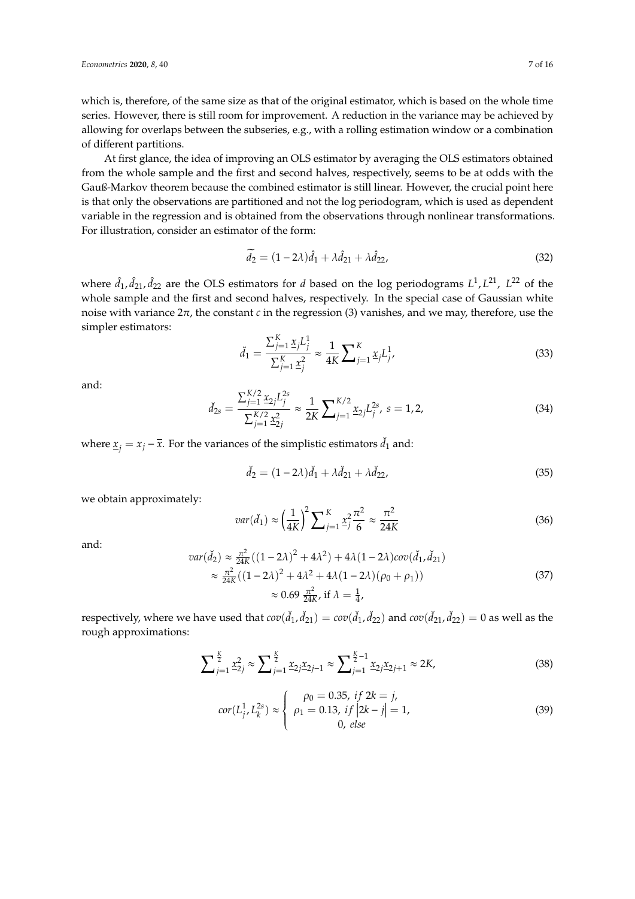which is, therefore, of the same size as that of the original estimator, which is based on the whole time series. However, there is still room for improvement. A reduction in the variance may be achieved by allowing for overlaps between the subseries, e.g., with a rolling estimation window or a combination of different partitions.

At first glance, the idea of improving an OLS estimator by averaging the OLS estimators obtained from the whole sample and the first and second halves, respectively, seems to be at odds with the Gauß-Markov theorem because the combined estimator is still linear. However, the crucial point here is that only the observations are partitioned and not the log periodogram, which is used as dependent variable in the regression and is obtained from the observations through nonlinear transformations. For illustration, consider an estimator of the form:

$$\widetilde{d_2} = (1-2\lambda)\hat{d}_1 + \lambda\hat{d}_{21} + \lambda\hat{d}_{22}, \tag{32}$$

where $\hat{d}_1, \hat{d}_{21}, \hat{d}_{22}$ are the OLS estimators for $d$ based on the log periodograms $L^1, L^{21}, L^{22}$ of the whole sample and the first and second halves, respectively. In the special case of Gaussian white noise with variance $2\pi$, the constant $c$ in the regression (3) vanishes, and we may, therefore, use the simpler estimators:

$$\check{d}_1 = \frac{\sum_{j=1}^{K} \underline{x}_j L_j^1}{\sum_{j=1}^{K} \underline{x}_j^2} \approx \frac{1}{4K}\sum\nolimits_{j=1}^{K} \underline{x}_j L_j^1, \tag{33}$$

and:

$$\check{d}_{2s} = \frac{\sum_{j=1}^{K/2} \underline{x}_{2j} L_j^{2s}}{\sum_{j=1}^{K/2} \underline{x}_{2j}^2} \approx \frac{1}{2K}\sum\nolimits_{j=1}^{K/2} \underline{x}_{2j} L_j^{2s},\ s = 1, 2, \tag{34}$$

where $\underline{x}_j = x_j - \overline{x}$. For the variances of the simplistic estimators $\check{d}_1$ and:

$$\check{d}_2 = (1-2\lambda)\check{d}_1 + \lambda\check{d}_{21} + \lambda\check{d}_{22}, \tag{35}$$

we obtain approximately:

$$var(\check{d}_1) \approx \left(\frac{1}{4K}\right)^2 \sum\nolimits_{j=1}^{K} \underline{x}_j^2 \frac{\pi^2}{6} \approx \frac{\pi^2}{24K} \tag{36}$$

and:

$$\begin{aligned} var(\check{d}_2) &\approx \tfrac{\pi^2}{24K}\left((1-2\lambda)^2 + 4\lambda^2\right) + 4\lambda(1-2\lambda)cov(\check{d}_1, \check{d}_{21}) \\ &\approx \tfrac{\pi^2}{24K}\left((1-2\lambda)^2 + 4\lambda^2 + 4\lambda(1-2\lambda)(\rho_0 + \rho_1)\right) \\ &\approx 0.69\ \tfrac{\pi^2}{24K},\ \text{if } \lambda = \tfrac{1}{4}, \end{aligned} \tag{37}$$

respectively, where we have used that $cov(\check{d}_1, \check{d}_{21}) = cov(\check{d}_1, \check{d}_{22})$ and $cov(\check{d}_{21}, \check{d}_{22}) = 0$ as well as the rough approximations:

$$\sum\nolimits_{j=1}^{\frac{K}{2}} \underline{x}_{2j}^2 \approx \sum\nolimits_{j=1}^{\frac{K}{2}} \underline{x}_{2j}\underline{x}_{2j-1} \approx \sum\nolimits_{j=1}^{\frac{K}{2}-1} \underline{x}_{2j}\underline{x}_{2j+1} \approx 2K, \tag{38}$$

$$cor(L_j^1, L_k^{2s}) \approx \begin{cases} \rho_0 = 0.35,\ if\ 2k = j, \\ \rho_1 = 0.13,\ if\ |2k - j| = 1, \\ 0,\ else \end{cases} \tag{39}$$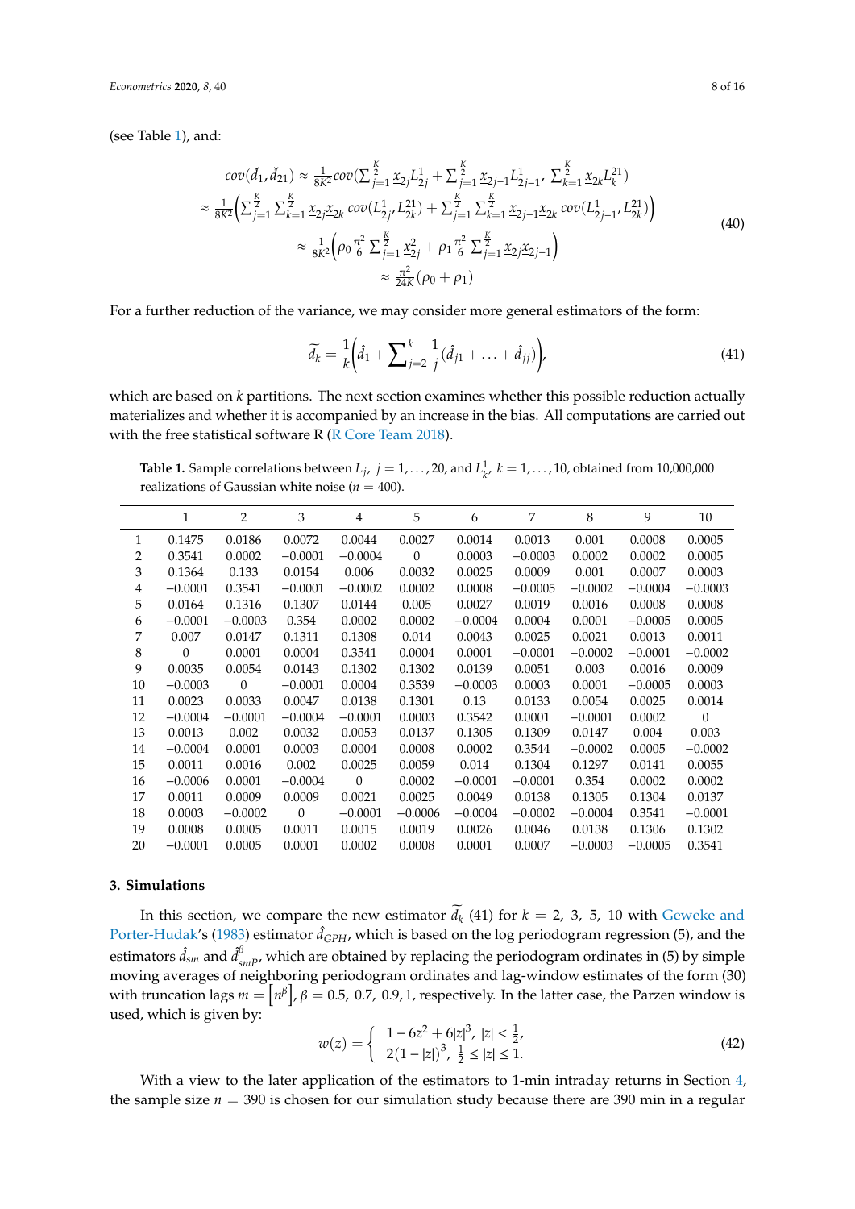(see Table 1), and:

$$
\begin{aligned}
cov(\check{d}_1, \check{d}_{21}) &\approx \tfrac{1}{8K^2} cov(\textstyle\sum_{j=1}^{\frac{K}{2}} \underline{x}_{2j} L^1_{2j} + \sum_{j=1}^{\frac{K}{2}} \underline{x}_{2j-1} L^1_{2j-1}, \sum_{k=1}^{\frac{K}{2}} \underline{x}_{2k} L^{21}_k) \\
&\approx \tfrac{1}{8K^2}\Big(\textstyle\sum_{j=1}^{\frac{K}{2}} \sum_{k=1}^{\frac{K}{2}} \underline{x}_{2j}\underline{x}_{2k}\, cov(L^1_{2j}, L^{21}_{2k}) + \sum_{j=1}^{\frac{K}{2}} \sum_{k=1}^{\frac{K}{2}} \underline{x}_{2j-1}\underline{x}_{2k}\, cov(L^1_{2j-1}, L^{21}_{2k})\Big) \\
&\approx \tfrac{1}{8K^2}\Big(\rho_0 \tfrac{\pi^2}{6} \textstyle\sum_{j=1}^{\frac{K}{2}} \underline{x}^2_{2j} + \rho_1 \tfrac{\pi^2}{6} \sum_{j=1}^{\frac{K}{2}} \underline{x}_{2j}\underline{x}_{2j-1}\Big) \\
&\approx \tfrac{\pi^2}{24K}(\rho_0 + \rho_1)
\end{aligned}
\tag{40}
$$

For a further reduction of the variance, we may consider more general estimators of the form:

$$
\widetilde{d}_k = \frac{1}{k}\Big(\hat{d}_1 + \sum_{j=2}^{k} \frac{1}{j}(\hat{d}_{j1} + \ldots + \hat{d}_{jj})\Big), \tag{41}
$$

which are based on $k$ partitions. The next section examines whether this possible reduction actually materializes and whether it is accompanied by an increase in the bias. All computations are carried out with the free statistical software R (R Core Team 2018).

**Table 1.** Sample correlations between $L_j,\ j = 1,\ldots,20$, and $L^1_k,\ k = 1,\ldots,10$, obtained from 10,000,000 realizations of Gaussian white noise ($n = 400$).

| | 1 | 2 | 3 | 4 | 5 | 6 | 7 | 8 | 9 | 10 |
|---|---|---|---|---|---|---|---|---|---|---|
| 1 | 0.1475 | 0.0186 | 0.0072 | 0.0044 | 0.0027 | 0.0014 | 0.0013 | 0.001 | 0.0008 | 0.0005 |
| 2 | 0.3541 | 0.0002 | −0.0001 | −0.0004 | 0 | 0.0003 | −0.0003 | 0.0002 | 0.0002 | 0.0005 |
| 3 | 0.1364 | 0.133 | 0.0154 | 0.006 | 0.0032 | 0.0025 | 0.0009 | 0.001 | 0.0007 | 0.0003 |
| 4 | −0.0001 | 0.3541 | −0.0001 | −0.0002 | 0.0002 | 0.0008 | −0.0005 | −0.0002 | −0.0004 | −0.0003 |
| 5 | 0.0164 | 0.1316 | 0.1307 | 0.0144 | 0.005 | 0.0027 | 0.0019 | 0.0016 | 0.0008 | 0.0008 |
| 6 | −0.0001 | −0.0003 | 0.354 | 0.0002 | 0.0002 | −0.0004 | 0.0004 | 0.0001 | −0.0005 | 0.0005 |
| 7 | 0.007 | 0.0147 | 0.1311 | 0.1308 | 0.014 | 0.0043 | 0.0025 | 0.0021 | 0.0013 | 0.0011 |
| 8 | 0 | 0.0001 | 0.0004 | 0.3541 | 0.0004 | 0.0001 | −0.0001 | −0.0002 | −0.0001 | −0.0002 |
| 9 | 0.0035 | 0.0054 | 0.0143 | 0.1302 | 0.1302 | 0.0139 | 0.0051 | 0.003 | 0.0016 | 0.0009 |
| 10 | −0.0003 | 0 | −0.0001 | 0.0004 | 0.3539 | −0.0003 | 0.0003 | 0.0001 | −0.0005 | 0.0003 |
| 11 | 0.0023 | 0.0033 | 0.0047 | 0.0138 | 0.1301 | 0.13 | 0.0133 | 0.0054 | 0.0025 | 0.0014 |
| 12 | −0.0004 | −0.0001 | −0.0004 | −0.0001 | 0.0003 | 0.3542 | 0.0001 | −0.0001 | 0.0002 | 0 |
| 13 | 0.0013 | 0.002 | 0.0032 | 0.0053 | 0.0137 | 0.1305 | 0.1309 | 0.0147 | 0.004 | 0.003 |
| 14 | −0.0004 | 0.0001 | 0.0003 | 0.0008 | 0.0002 | 0.0002 | 0.3544 | −0.0002 | 0.0005 | −0.0002 |
| 15 | 0.0011 | 0.0016 | 0.002 | 0.0025 | 0.0059 | 0.014 | 0.1304 | 0.1297 | 0.0141 | 0.0055 |
| 16 | −0.0006 | 0.0001 | −0.0004 | 0 | 0.0002 | −0.0001 | −0.0001 | 0.354 | 0.0002 | 0.0002 |
| 17 | 0.0011 | 0.0009 | 0.0009 | 0.0021 | 0.0025 | 0.0049 | 0.0138 | 0.1305 | 0.1304 | 0.0137 |
| 18 | 0.0003 | −0.0002 | 0 | −0.0001 | −0.0006 | −0.0004 | −0.0002 | −0.0004 | 0.3541 | −0.0001 |
| 19 | 0.0008 | 0.0005 | 0.0011 | 0.0015 | 0.0019 | 0.0026 | 0.0046 | 0.0138 | 0.1306 | 0.1302 |
| 20 | −0.0001 | 0.0005 | 0.0001 | 0.0002 | 0.0008 | 0.0001 | 0.0007 | −0.0003 | −0.0005 | 0.3541 |

## 3. Simulations

In this section, we compare the new estimator $\widetilde{d}_k$ (41) for $k = 2, 3, 5, 10$ with Geweke and Porter-Hudak's (1983) estimator $\hat{d}_{GPH}$, which is based on the log periodogram regression (5), and the estimators $\hat{d}_{sm}$ and $\hat{d}^{\beta}_{smP}$, which are obtained by replacing the periodogram ordinates in (5) by simple moving averages of neighboring periodogram ordinates and lag-window estimates of the form (30) with truncation lags $m = [n^{\beta}]$, $\beta = 0.5, 0.7, 0.9, 1$, respectively. In the latter case, the Parzen window is used, which is given by:

$$
w(z) = \begin{cases} 1 - 6z^2 + 6|z|^3, & |z| < \frac{1}{2}, \\ 2(1 - |z|)^3, & \frac{1}{2} \le |z| \le 1. \end{cases} \tag{42}
$$

With a view to the later application of the estimators to 1-min intraday returns in Section 4, the sample size $n = 390$ is chosen for our simulation study because there are 390 min in a regular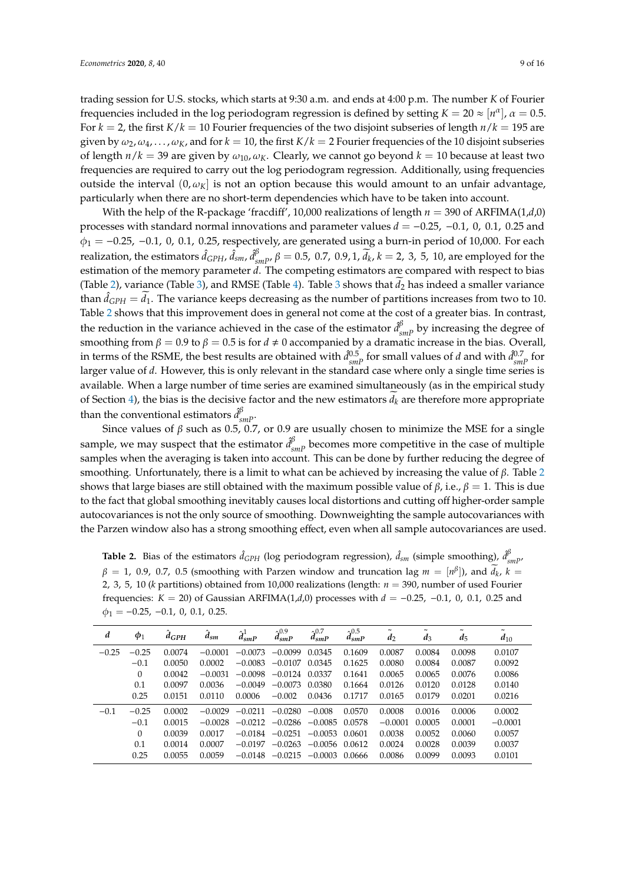trading session for U.S. stocks, which starts at 9:30 a.m. and ends at 4:00 p.m. The number $K$ of Fourier frequencies included in the log periodogram regression is defined by setting $K = 20 \approx [n^{\alpha}]$, $\alpha = 0.5$. For $k = 2$, the first $K/k = 10$ Fourier frequencies of the two disjoint subseries of length $n/k = 195$ are given by $\omega_2, \omega_4, \ldots, \omega_K$, and for $k = 10$, the first $K/k = 2$ Fourier frequencies of the 10 disjoint subseries of length $n/k = 39$ are given by $\omega_{10}, \omega_K$. Clearly, we cannot go beyond $k = 10$ because at least two frequencies are required to carry out the log periodogram regression. Additionally, using frequencies outside the interval $(0, \omega_K]$ is not an option because this would amount to an unfair advantage, particularly when there are no short-term dependencies which have to be taken into account.

With the help of the R-package 'fracdiff', 10,000 realizations of length $n = 390$ of ARFIMA(1,$d$,0) processes with standard normal innovations and parameter values $d = -0.25$, $-0.1$, 0, 0.1, 0.25 and $\phi_1 = -0.25$, $-0.1$, 0, 0.1, 0.25, respectively, are generated using a burn-in period of 10,000. For each realization, the estimators $\hat{d}_{GPH}$, $\hat{d}_{sm}$, $\hat{d}^{\beta}_{smP}$, $\beta = 0.5$, 0.7, 0.9, 1, $\widetilde{d}_k$, $k = 2$, 3, 5, 10, are employed for the estimation of the memory parameter $d$. The competing estimators are compared with respect to bias (Table 2), variance (Table 3), and RMSE (Table 4). Table 3 shows that $\widetilde{d}_2$ has indeed a smaller variance than $\hat{d}_{GPH} = \widetilde{d}_1$. The variance keeps decreasing as the number of partitions increases from two to 10. Table 2 shows that this improvement does in general not come at the cost of a greater bias. In contrast, the reduction in the variance achieved in the case of the estimator $\hat{d}^{\beta}_{smP}$ by increasing the degree of smoothing from $\beta = 0.9$ to $\beta = 0.5$ is for $d \neq 0$ accompanied by a dramatic increase in the bias. Overall, in terms of the RSME, the best results are obtained with $\hat{d}^{0.5}_{smP}$ for small values of $d$ and with $\hat{d}^{0.7}_{smP}$ for larger value of $d$. However, this is only relevant in the standard case where only a single time series is available. When a large number of time series are examined simultaneously (as in the empirical study of Section 4), the bias is the decisive factor and the new estimators $\widetilde{d}_k$ are therefore more appropriate than the conventional estimators $\hat{d}^{\beta}_{smP}$.

Since values of $\beta$ such as 0.5, 0.7, or 0.9 are usually chosen to minimize the MSE for a single sample, we may suspect that the estimator $\hat{d}^{\beta}_{smP}$ becomes more competitive in the case of multiple samples when the averaging is taken into account. This can be done by further reducing the degree of smoothing. Unfortunately, there is a limit to what can be achieved by increasing the value of $\beta$. Table 2 shows that large biases are still obtained with the maximum possible value of $\beta$, i.e., $\beta = 1$. This is due to the fact that global smoothing inevitably causes local distortions and cutting off higher-order sample autocovariances is not the only source of smoothing. Downweighting the sample autocovariances with the Parzen window also has a strong smoothing effect, even when all sample autocovariances are used.

**Table 2.** Bias of the estimators $\hat{d}_{GPH}$ (log periodogram regression), $\hat{d}_{sm}$ (simple smoothing), $\hat{d}^{\beta}_{smP}$, $\beta = 1$, 0.9, 0.7, 0.5 (smoothing with Parzen window and truncation lag $m = [n^{\beta}]$), and $\widetilde{d}_k$, $k =$ 2, 3, 5, 10 ($k$ partitions) obtained from 10,000 realizations (length: $n = 390$, number of used Fourier frequencies: $K = 20$) of Gaussian ARFIMA(1,$d$,0) processes with $d = -0.25$, $-0.1$, 0, 0.1, 0.25 and $\phi_1 = -0.25$, $-0.1$, 0, 0.1, 0.25.

| $d$ | $\phi_1$ | $\hat{d}_{GPH}$ | $\hat{d}_{sm}$ | $\hat{d}^{1}_{smP}$ | $\hat{d}^{0.9}_{smP}$ | $\hat{d}^{0.7}_{smP}$ | $\hat{d}^{0.5}_{smP}$ | $\widetilde{d}_2$ | $\widetilde{d}_3$ | $\widetilde{d}_5$ | $\widetilde{d}_{10}$ |
|---|---|---|---|---|---|---|---|---|---|---|---|
| −0.25 | −0.25 | 0.0074 | −0.0001 | −0.0073 | −0.0099 | 0.0345 | 0.1609 | 0.0087 | 0.0084 | 0.0098 | 0.0107 |
| | −0.1 | 0.0050 | 0.0002 | −0.0083 | −0.0107 | 0.0345 | 0.1625 | 0.0080 | 0.0084 | 0.0087 | 0.0092 |
| | 0 | 0.0042 | −0.0031 | −0.0098 | −0.0124 | 0.0337 | 0.1641 | 0.0065 | 0.0065 | 0.0076 | 0.0086 |
| | 0.1 | 0.0097 | 0.0036 | −0.0049 | −0.0073 | 0.0380 | 0.1664 | 0.0126 | 0.0120 | 0.0128 | 0.0140 |
| | 0.25 | 0.0151 | 0.0110 | 0.0006 | −0.002 | 0.0436 | 0.1717 | 0.0165 | 0.0179 | 0.0201 | 0.0216 |
| −0.1 | −0.25 | 0.0002 | −0.0029 | −0.0211 | −0.0280 | −0.008 | 0.0570 | 0.0008 | 0.0016 | 0.0006 | 0.0002 |
| | −0.1 | 0.0015 | −0.0028 | −0.0212 | −0.0286 | −0.0085 | 0.0578 | −0.0001 | 0.0005 | 0.0001 | −0.0001 |
| | 0 | 0.0039 | 0.0017 | −0.0184 | −0.0251 | −0.0053 | 0.0601 | 0.0038 | 0.0052 | 0.0060 | 0.0057 |
| | 0.1 | 0.0014 | 0.0007 | −0.0197 | −0.0263 | −0.0056 | 0.0612 | 0.0024 | 0.0028 | 0.0039 | 0.0037 |
| | 0.25 | 0.0055 | 0.0059 | −0.0148 | −0.0215 | −0.0003 | 0.0666 | 0.0086 | 0.0099 | 0.0093 | 0.0101 |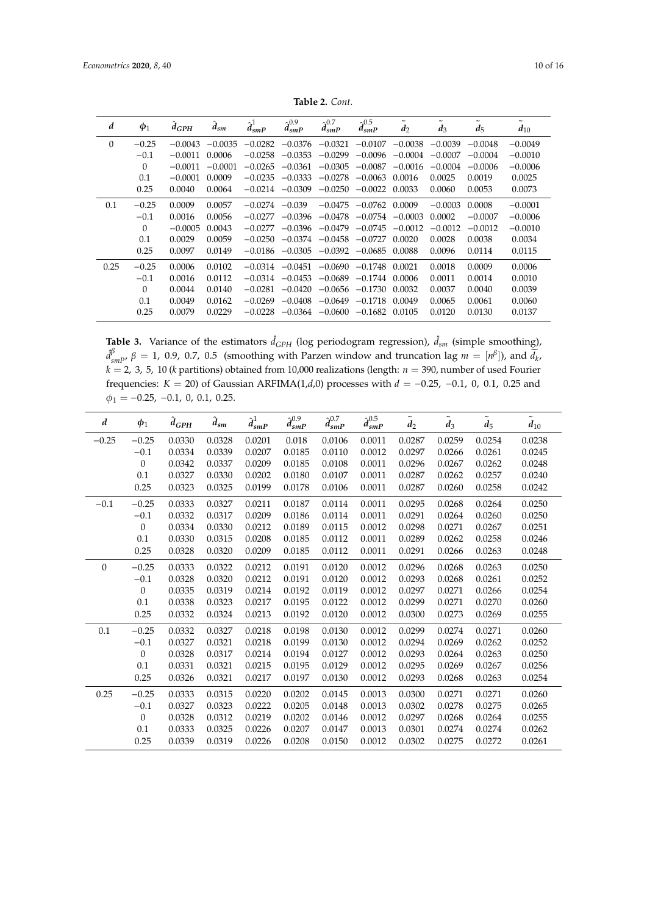**Table 2.** *Cont.*

| $d$ | $\phi_1$ | $\hat{d}_{GPH}$ | $\hat{d}_{sm}$ | $\hat{d}^{1}_{smP}$ | $\hat{d}^{0.9}_{smP}$ | $\hat{d}^{0.7}_{smP}$ | $\hat{d}^{0.5}_{smP}$ | $\tilde{d}_2$ | $\tilde{d}_3$ | $\tilde{d}_5$ | $\tilde{d}_{10}$ |
|---|---|---|---|---|---|---|---|---|---|---|---|
| 0 | −0.25 | −0.0043 | −0.0035 | −0.0282 | −0.0376 | −0.0321 | −0.0107 | −0.0038 | −0.0039 | −0.0048 | −0.0049 |
| | −0.1 | −0.0011 | 0.0006 | −0.0258 | −0.0353 | −0.0299 | −0.0096 | −0.0004 | −0.0007 | −0.0004 | −0.0010 |
| | 0 | −0.0011 | −0.0001 | −0.0265 | −0.0361 | −0.0305 | −0.0087 | −0.0016 | −0.0004 | −0.0006 | −0.0006 |
| | 0.1 | −0.0001 | 0.0009 | −0.0235 | −0.0333 | −0.0278 | −0.0063 | 0.0016 | 0.0025 | 0.0019 | 0.0025 |
| | 0.25 | 0.0040 | 0.0064 | −0.0214 | −0.0309 | −0.0250 | −0.0022 | 0.0033 | 0.0060 | 0.0053 | 0.0073 |
| 0.1 | −0.25 | 0.0009 | 0.0057 | −0.0274 | −0.039 | −0.0475 | −0.0762 | 0.0009 | −0.0003 | 0.0008 | −0.0001 |
| | −0.1 | 0.0016 | 0.0056 | −0.0277 | −0.0396 | −0.0478 | −0.0754 | −0.0003 | 0.0002 | −0.0007 | −0.0006 |
| | 0 | −0.0005 | 0.0043 | −0.0277 | −0.0396 | −0.0479 | −0.0745 | −0.0012 | −0.0012 | −0.0012 | −0.0010 |
| | 0.1 | 0.0029 | 0.0059 | −0.0250 | −0.0374 | −0.0458 | −0.0727 | 0.0020 | 0.0028 | 0.0038 | 0.0034 |
| | 0.25 | 0.0097 | 0.0149 | −0.0186 | −0.0305 | −0.0392 | −0.0685 | 0.0088 | 0.0096 | 0.0114 | 0.0115 |
| 0.25 | −0.25 | 0.0006 | 0.0102 | −0.0314 | −0.0451 | −0.0690 | −0.1748 | 0.0021 | 0.0018 | 0.0009 | 0.0006 |
| | −0.1 | 0.0016 | 0.0112 | −0.0314 | −0.0453 | −0.0689 | −0.1744 | 0.0006 | 0.0011 | 0.0014 | 0.0010 |
| | 0 | 0.0044 | 0.0140 | −0.0281 | −0.0420 | −0.0656 | −0.1730 | 0.0032 | 0.0037 | 0.0040 | 0.0039 |
| | 0.1 | 0.0049 | 0.0162 | −0.0269 | −0.0408 | −0.0649 | −0.1718 | 0.0049 | 0.0065 | 0.0061 | 0.0060 |
| | 0.25 | 0.0079 | 0.0229 | −0.0228 | −0.0364 | −0.0600 | −0.1682 | 0.0105 | 0.0120 | 0.0130 | 0.0137 |

**Table 3.** Variance of the estimators $\hat{d}_{GPH}$ (log periodogram regression), $\hat{d}_{sm}$ (simple smoothing), $\hat{d}^{\beta}_{smP}$, $\beta = 1,\ 0.9,\ 0.7,\ 0.5$ (smoothing with Parzen window and truncation lag $m = [n^{\beta}]$), and $\tilde{d}_k$, $k = 2,\ 3,\ 5,\ 10$ ($k$ partitions) obtained from 10,000 realizations (length: $n = 390$, number of used Fourier frequencies: $K = 20$) of Gaussian ARFIMA(1,$d$,0) processes with $d = -0.25,\ -0.1,\ 0,\ 0.1,\ 0.25$ and $\phi_1 = -0.25,\ -0.1,\ 0,\ 0.1,\ 0.25$.

| $d$ | $\phi_1$ | $\hat{d}_{GPH}$ | $\hat{d}_{sm}$ | $\hat{d}^{1}_{smP}$ | $\hat{d}^{0.9}_{smP}$ | $\hat{d}^{0.7}_{smP}$ | $\hat{d}^{0.5}_{smP}$ | $\tilde{d}_2$ | $\tilde{d}_3$ | $\tilde{d}_5$ | $\tilde{d}_{10}$ |
|---|---|---|---|---|---|---|---|---|---|---|---|
| −0.25 | −0.25 | 0.0330 | 0.0328 | 0.0201 | 0.018 | 0.0106 | 0.0011 | 0.0287 | 0.0259 | 0.0254 | 0.0238 |
| | −0.1 | 0.0334 | 0.0339 | 0.0207 | 0.0185 | 0.0110 | 0.0012 | 0.0297 | 0.0266 | 0.0261 | 0.0245 |
| | 0 | 0.0342 | 0.0337 | 0.0209 | 0.0185 | 0.0108 | 0.0011 | 0.0296 | 0.0267 | 0.0262 | 0.0248 |
| | 0.1 | 0.0327 | 0.0330 | 0.0202 | 0.0180 | 0.0107 | 0.0011 | 0.0287 | 0.0262 | 0.0257 | 0.0240 |
| | 0.25 | 0.0323 | 0.0325 | 0.0199 | 0.0178 | 0.0106 | 0.0011 | 0.0287 | 0.0260 | 0.0258 | 0.0242 |
| −0.1 | −0.25 | 0.0333 | 0.0327 | 0.0211 | 0.0187 | 0.0114 | 0.0011 | 0.0295 | 0.0268 | 0.0264 | 0.0250 |
| | −0.1 | 0.0332 | 0.0317 | 0.0209 | 0.0186 | 0.0114 | 0.0011 | 0.0291 | 0.0264 | 0.0260 | 0.0250 |
| | 0 | 0.0334 | 0.0330 | 0.0212 | 0.0189 | 0.0115 | 0.0012 | 0.0298 | 0.0271 | 0.0267 | 0.0251 |
| | 0.1 | 0.0330 | 0.0315 | 0.0208 | 0.0185 | 0.0112 | 0.0011 | 0.0289 | 0.0262 | 0.0258 | 0.0246 |
| | 0.25 | 0.0328 | 0.0320 | 0.0209 | 0.0185 | 0.0112 | 0.0011 | 0.0291 | 0.0266 | 0.0263 | 0.0248 |
| 0 | −0.25 | 0.0333 | 0.0322 | 0.0212 | 0.0191 | 0.0120 | 0.0012 | 0.0296 | 0.0268 | 0.0263 | 0.0250 |
| | −0.1 | 0.0328 | 0.0320 | 0.0212 | 0.0191 | 0.0120 | 0.0012 | 0.0293 | 0.0268 | 0.0261 | 0.0252 |
| | 0 | 0.0335 | 0.0319 | 0.0214 | 0.0192 | 0.0119 | 0.0012 | 0.0297 | 0.0271 | 0.0266 | 0.0254 |
| | 0.1 | 0.0338 | 0.0323 | 0.0217 | 0.0195 | 0.0122 | 0.0012 | 0.0299 | 0.0271 | 0.0270 | 0.0260 |
| | 0.25 | 0.0332 | 0.0324 | 0.0213 | 0.0192 | 0.0120 | 0.0012 | 0.0300 | 0.0273 | 0.0269 | 0.0255 |
| 0.1 | −0.25 | 0.0332 | 0.0327 | 0.0218 | 0.0198 | 0.0130 | 0.0012 | 0.0299 | 0.0274 | 0.0271 | 0.0260 |
| | −0.1 | 0.0327 | 0.0321 | 0.0218 | 0.0199 | 0.0130 | 0.0012 | 0.0294 | 0.0269 | 0.0262 | 0.0252 |
| | 0 | 0.0328 | 0.0317 | 0.0214 | 0.0194 | 0.0127 | 0.0012 | 0.0293 | 0.0264 | 0.0263 | 0.0250 |
| | 0.1 | 0.0331 | 0.0321 | 0.0215 | 0.0195 | 0.0129 | 0.0012 | 0.0295 | 0.0269 | 0.0267 | 0.0256 |
| | 0.25 | 0.0326 | 0.0321 | 0.0217 | 0.0197 | 0.0130 | 0.0012 | 0.0293 | 0.0268 | 0.0263 | 0.0254 |
| 0.25 | −0.25 | 0.0333 | 0.0315 | 0.0220 | 0.0202 | 0.0145 | 0.0013 | 0.0300 | 0.0271 | 0.0271 | 0.0260 |
| | −0.1 | 0.0327 | 0.0323 | 0.0222 | 0.0205 | 0.0148 | 0.0013 | 0.0302 | 0.0278 | 0.0275 | 0.0265 |
| | 0 | 0.0328 | 0.0312 | 0.0219 | 0.0202 | 0.0146 | 0.0012 | 0.0297 | 0.0268 | 0.0264 | 0.0255 |
| | 0.1 | 0.0333 | 0.0325 | 0.0226 | 0.0207 | 0.0147 | 0.0013 | 0.0301 | 0.0274 | 0.0274 | 0.0262 |
| | 0.25 | 0.0339 | 0.0319 | 0.0226 | 0.0208 | 0.0150 | 0.0012 | 0.0302 | 0.0275 | 0.0272 | 0.0261 |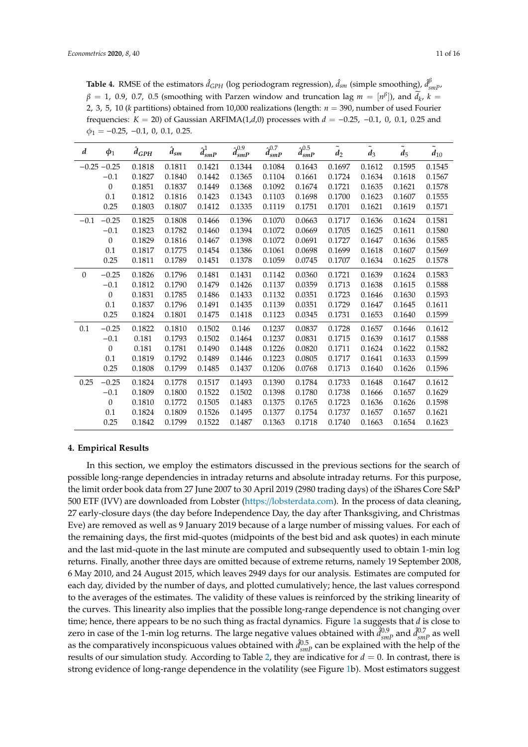**Table 4.** RMSE of the estimators $\hat{d}_{GPH}$ (log periodogram regression), $\hat{d}_{sm}$ (simple smoothing), $\hat{d}^{\beta}_{smP}$, $\beta = 1,\ 0.9,\ 0.7,\ 0.5$ (smoothing with Parzen window and truncation lag $m = [n^{\beta}]$), and $\tilde{d}_k$, $k = 2,\ 3,\ 5,\ 10$ ($k$ partitions) obtained from 10,000 realizations (length: $n = 390$, number of used Fourier frequencies: $K = 20$) of Gaussian ARFIMA(1,$d$,0) processes with $d = -0.25,\ -0.1,\ 0,\ 0.1,\ 0.25$ and $\phi_1 = -0.25,\ -0.1,\ 0,\ 0.1,\ 0.25$.

| $d$ | $\phi_1$ | $\hat{d}_{GPH}$ | $\hat{d}_{sm}$ | $\hat{d}^{1}_{smP}$ | $\hat{d}^{0.9}_{smP}$ | $\hat{d}^{0.7}_{smP}$ | $\hat{d}^{0.5}_{smP}$ | $\tilde{d}_2$ | $\tilde{d}_3$ | $\tilde{d}_5$ | $\tilde{d}_{10}$ |
|---|---|---|---|---|---|---|---|---|---|---|---|
| −0.25 | −0.25 | 0.1818 | 0.1811 | 0.1421 | 0.1344 | 0.1084 | 0.1643 | 0.1697 | 0.1612 | 0.1595 | 0.1545 |
| | −0.1 | 0.1827 | 0.1840 | 0.1442 | 0.1365 | 0.1104 | 0.1661 | 0.1724 | 0.1634 | 0.1618 | 0.1567 |
| | 0 | 0.1851 | 0.1837 | 0.1449 | 0.1368 | 0.1092 | 0.1674 | 0.1721 | 0.1635 | 0.1621 | 0.1578 |
| | 0.1 | 0.1812 | 0.1816 | 0.1423 | 0.1343 | 0.1103 | 0.1698 | 0.1700 | 0.1623 | 0.1607 | 0.1555 |
| | 0.25 | 0.1803 | 0.1807 | 0.1412 | 0.1335 | 0.1119 | 0.1751 | 0.1701 | 0.1621 | 0.1619 | 0.1571 |
| −0.1 | −0.25 | 0.1825 | 0.1808 | 0.1466 | 0.1396 | 0.1070 | 0.0663 | 0.1717 | 0.1636 | 0.1624 | 0.1581 |
| | −0.1 | 0.1823 | 0.1782 | 0.1460 | 0.1394 | 0.1072 | 0.0669 | 0.1705 | 0.1625 | 0.1611 | 0.1580 |
| | 0 | 0.1829 | 0.1816 | 0.1467 | 0.1398 | 0.1072 | 0.0691 | 0.1727 | 0.1647 | 0.1636 | 0.1585 |
| | 0.1 | 0.1817 | 0.1775 | 0.1454 | 0.1386 | 0.1061 | 0.0698 | 0.1699 | 0.1618 | 0.1607 | 0.1569 |
| | 0.25 | 0.1811 | 0.1789 | 0.1451 | 0.1378 | 0.1059 | 0.0745 | 0.1707 | 0.1634 | 0.1625 | 0.1578 |
| 0 | −0.25 | 0.1826 | 0.1796 | 0.1481 | 0.1431 | 0.1142 | 0.0360 | 0.1721 | 0.1639 | 0.1624 | 0.1583 |
| | −0.1 | 0.1812 | 0.1790 | 0.1479 | 0.1426 | 0.1137 | 0.0359 | 0.1713 | 0.1638 | 0.1615 | 0.1588 |
| | 0 | 0.1831 | 0.1785 | 0.1486 | 0.1433 | 0.1132 | 0.0351 | 0.1723 | 0.1646 | 0.1630 | 0.1593 |
| | 0.1 | 0.1837 | 0.1796 | 0.1491 | 0.1435 | 0.1139 | 0.0351 | 0.1729 | 0.1647 | 0.1645 | 0.1611 |
| | 0.25 | 0.1824 | 0.1801 | 0.1475 | 0.1418 | 0.1123 | 0.0345 | 0.1731 | 0.1653 | 0.1640 | 0.1599 |
| 0.1 | −0.25 | 0.1822 | 0.1810 | 0.1502 | 0.146 | 0.1237 | 0.0837 | 0.1728 | 0.1657 | 0.1646 | 0.1612 |
| | −0.1 | 0.181 | 0.1793 | 0.1502 | 0.1464 | 0.1237 | 0.0831 | 0.1715 | 0.1639 | 0.1617 | 0.1588 |
| | 0 | 0.181 | 0.1781 | 0.1490 | 0.1448 | 0.1226 | 0.0820 | 0.1711 | 0.1624 | 0.1622 | 0.1582 |
| | 0.1 | 0.1819 | 0.1792 | 0.1489 | 0.1446 | 0.1223 | 0.0805 | 0.1717 | 0.1641 | 0.1633 | 0.1599 |
| | 0.25 | 0.1808 | 0.1799 | 0.1485 | 0.1437 | 0.1206 | 0.0768 | 0.1713 | 0.1640 | 0.1626 | 0.1596 |
| 0.25 | −0.25 | 0.1824 | 0.1778 | 0.1517 | 0.1493 | 0.1390 | 0.1784 | 0.1733 | 0.1648 | 0.1647 | 0.1612 |
| | −0.1 | 0.1809 | 0.1800 | 0.1522 | 0.1502 | 0.1398 | 0.1780 | 0.1738 | 0.1666 | 0.1657 | 0.1629 |
| | 0 | 0.1810 | 0.1772 | 0.1505 | 0.1483 | 0.1375 | 0.1765 | 0.1723 | 0.1636 | 0.1626 | 0.1598 |
| | 0.1 | 0.1824 | 0.1809 | 0.1526 | 0.1495 | 0.1377 | 0.1754 | 0.1737 | 0.1657 | 0.1657 | 0.1621 |
| | 0.25 | 0.1842 | 0.1799 | 0.1522 | 0.1487 | 0.1363 | 0.1718 | 0.1740 | 0.1663 | 0.1654 | 0.1623 |

## 4. Empirical Results

In this section, we employ the estimators discussed in the previous sections for the search of possible long-range dependencies in intraday returns and absolute intraday returns. For this purpose, the limit order book data from 27 June 2007 to 30 April 2019 (2980 trading days) of the iShares Core S&P 500 ETF (IVV) are downloaded from Lobster (https://lobsterdata.com). In the process of data cleaning, 27 early-closure days (the day before Independence Day, the day after Thanksgiving, and Christmas Eve) are removed as well as 9 January 2019 because of a large number of missing values. For each of the remaining days, the first mid-quotes (midpoints of the best bid and ask quotes) in each minute and the last mid-quote in the last minute are computed and subsequently used to obtain 1-min log returns. Finally, another three days are omitted because of extreme returns, namely 19 September 2008, 6 May 2010, and 24 August 2015, which leaves 2949 days for our analysis. Estimates are computed for each day, divided by the number of days, and plotted cumulatively; hence, the last values correspond to the averages of the estimates. The validity of these values is reinforced by the striking linearity of the curves. This linearity also implies that the possible long-range dependence is not changing over time; hence, there appears to be no such thing as fractal dynamics. Figure 1a suggests that $d$ is close to zero in case of the 1-min log returns. The large negative values obtained with $\hat{d}^{0.9}_{smP}$ and $\hat{d}^{0.7}_{smP}$ as well as the comparatively inconspicuous values obtained with $\hat{d}^{0.5}_{smP}$ can be explained with the help of the results of our simulation study. According to Table 2, they are indicative for $d = 0$. In contrast, there is strong evidence of long-range dependence in the volatility (see Figure 1b). Most estimators suggest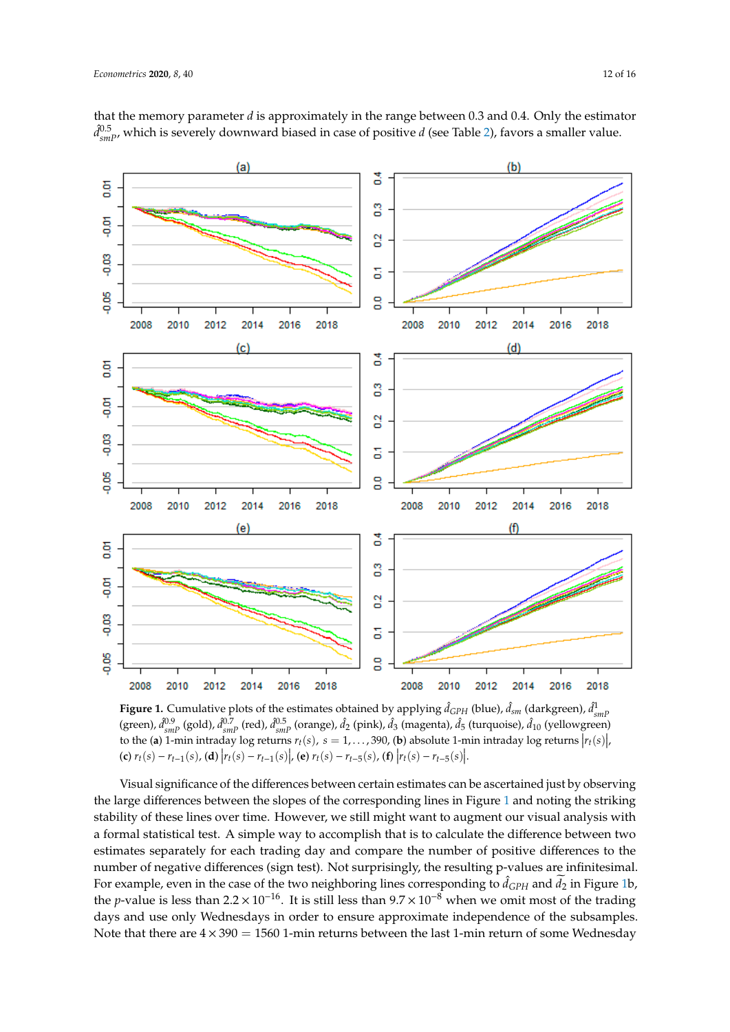that the memory parameter $d$ is approximately in the range between 0.3 and 0.4. Only the estimator $\hat{d}^{0.5}_{smP}$, which is severely downward biased in case of positive $d$ (see Table 2), favors a smaller value.

**Figure 1.** Cumulative plots of the estimates obtained by applying $\hat{d}_{GPH}$ (blue), $\hat{d}_{sm}$ (darkgreen), $\hat{d}^{1}_{smP}$ (green), $\hat{d}^{0.9}_{smP}$ (gold), $\hat{d}^{0.7}_{smP}$ (red), $\hat{d}^{0.5}_{smP}$ (orange), $\hat{d}_2$ (pink), $\hat{d}_3$ (magenta), $\hat{d}_5$ (turquoise), $\hat{d}_{10}$ (yellowgreen) to the (**a**) 1-min intraday log returns $r_t(s)$, $s = 1, \ldots, 390$, (**b**) absolute 1-min intraday log returns $|r_t(s)|$, (**c**) $r_t(s) - r_{t-1}(s)$, (**d**) $|r_t(s) - r_{t-1}(s)|$, (**e**) $r_t(s) - r_{t-5}(s)$, (**f**) $|r_t(s) - r_{t-5}(s)|$.

Visual significance of the differences between certain estimates can be ascertained just by observing the large differences between the slopes of the corresponding lines in Figure 1 and noting the striking stability of these lines over time. However, we still might want to augment our visual analysis with a formal statistical test. A simple way to accomplish that is to calculate the difference between two estimates separately for each trading day and compare the number of positive differences to the number of negative differences (sign test). Not surprisingly, the resulting p-values are infinitesimal. For example, even in the case of the two neighboring lines corresponding to $\hat{d}_{GPH}$ and $\widetilde{d}_2$ in Figure 1b, the $p$-value is less than $2.2 \times 10^{-16}$. It is still less than $9.7 \times 10^{-8}$ when we omit most of the trading days and use only Wednesdays in order to ensure approximate independence of the subsamples. Note that there are $4 \times 390 = 1560$ 1-min returns between the last 1-min return of some Wednesday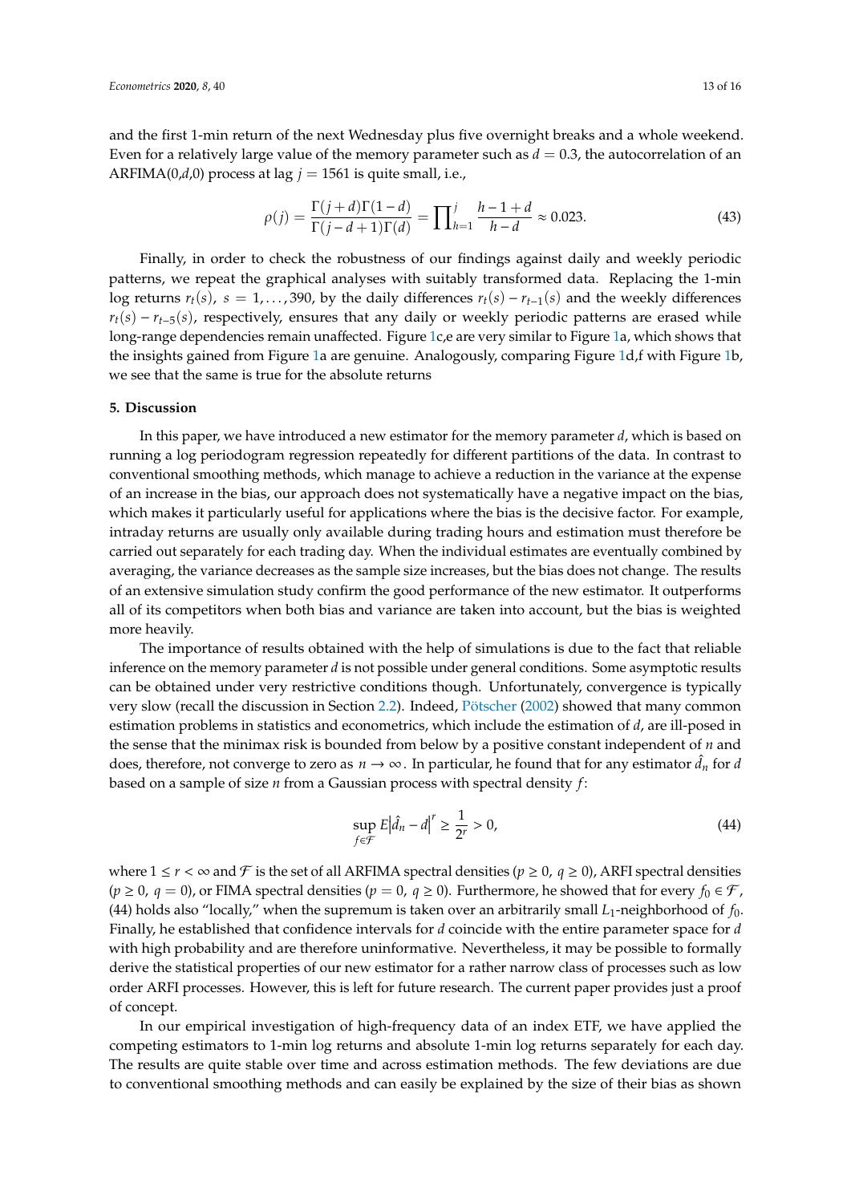and the first 1-min return of the next Wednesday plus five overnight breaks and a whole weekend. Even for a relatively large value of the memory parameter such as $d = 0.3$, the autocorrelation of an ARFIMA(0,$d$,0) process at lag $j = 1561$ is quite small, i.e.,

$$\rho(j) = \frac{\Gamma(j+d)\Gamma(1-d)}{\Gamma(j-d+1)\Gamma(d)} = \prod_{h=1}^{j} \frac{h-1+d}{h-d} \approx 0.023. \tag{43}$$

Finally, in order to check the robustness of our findings against daily and weekly periodic patterns, we repeat the graphical analyses with suitably transformed data. Replacing the 1-min log returns $r_t(s)$, $s = 1, \ldots, 390$, by the daily differences $r_t(s) - r_{t-1}(s)$ and the weekly differences $r_t(s) - r_{t-5}(s)$, respectively, ensures that any daily or weekly periodic patterns are erased while long-range dependencies remain unaffected. Figure 1c,e are very similar to Figure 1a, which shows that the insights gained from Figure 1a are genuine. Analogously, comparing Figure 1d,f with Figure 1b, we see that the same is true for the absolute returns

## 5. Discussion

In this paper, we have introduced a new estimator for the memory parameter $d$, which is based on running a log periodogram regression repeatedly for different partitions of the data. In contrast to conventional smoothing methods, which manage to achieve a reduction in the variance at the expense of an increase in the bias, our approach does not systematically have a negative impact on the bias, which makes it particularly useful for applications where the bias is the decisive factor. For example, intraday returns are usually only available during trading hours and estimation must therefore be carried out separately for each trading day. When the individual estimates are eventually combined by averaging, the variance decreases as the sample size increases, but the bias does not change. The results of an extensive simulation study confirm the good performance of the new estimator. It outperforms all of its competitors when both bias and variance are taken into account, but the bias is weighted more heavily.

The importance of results obtained with the help of simulations is due to the fact that reliable inference on the memory parameter $d$ is not possible under general conditions. Some asymptotic results can be obtained under very restrictive conditions though. Unfortunately, convergence is typically very slow (recall the discussion in Section 2.2). Indeed, Pötscher (2002) showed that many common estimation problems in statistics and econometrics, which include the estimation of $d$, are ill-posed in the sense that the minimax risk is bounded from below by a positive constant independent of $n$ and does, therefore, not converge to zero as $n \to \infty$. In particular, he found that for any estimator $\hat{d}_n$ for $d$ based on a sample of size $n$ from a Gaussian process with spectral density $f$:

$$\sup_{f \in \mathcal{F}} E\left|\hat{d}_n - d\right|^r \geq \frac{1}{2^r} > 0, \tag{44}$$

where $1 \leq r < \infty$ and $\mathcal{F}$ is the set of all ARFIMA spectral densities ($p \geq 0$, $q \geq 0$), ARFI spectral densities ($p \geq 0$, $q = 0$), or FIMA spectral densities ($p = 0$, $q \geq 0$). Furthermore, he showed that for every $f_0 \in \mathcal{F}$, (44) holds also "locally," when the supremum is taken over an arbitrarily small $L_1$-neighborhood of $f_0$. Finally, he established that confidence intervals for $d$ coincide with the entire parameter space for $d$ with high probability and are therefore uninformative. Nevertheless, it may be possible to formally derive the statistical properties of our new estimator for a rather narrow class of processes such as low order ARFI processes. However, this is left for future research. The current paper provides just a proof of concept.

In our empirical investigation of high-frequency data of an index ETF, we have applied the competing estimators to 1-min log returns and absolute 1-min log returns separately for each day. The results are quite stable over time and across estimation methods. The few deviations are due to conventional smoothing methods and can easily be explained by the size of their bias as shown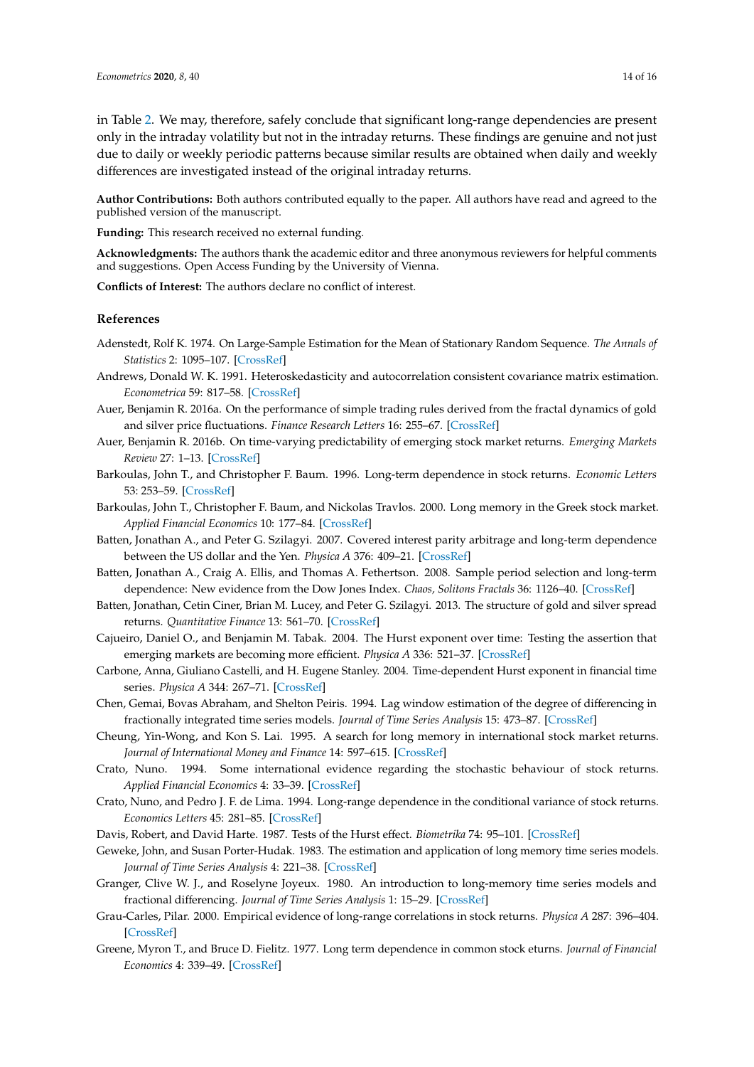in Table 2. We may, therefore, safely conclude that significant long-range dependencies are present only in the intraday volatility but not in the intraday returns. These findings are genuine and not just due to daily or weekly periodic patterns because similar results are obtained when daily and weekly differences are investigated instead of the original intraday returns.

**Author Contributions:** Both authors contributed equally to the paper. All authors have read and agreed to the published version of the manuscript.

**Funding:** This research received no external funding.

**Acknowledgments:** The authors thank the academic editor and three anonymous reviewers for helpful comments and suggestions. Open Access Funding by the University of Vienna.

**Conflicts of Interest:** The authors declare no conflict of interest.

## References

Adenstedt, Rolf K. 1974. On Large-Sample Estimation for the Mean of Stationary Random Sequence. *The Annals of Statistics* 2: 1095–107. [CrossRef]

Andrews, Donald W. K. 1991. Heteroskedasticity and autocorrelation consistent covariance matrix estimation. *Econometrica* 59: 817–58. [CrossRef]

Auer, Benjamin R. 2016a. On the performance of simple trading rules derived from the fractal dynamics of gold and silver price fluctuations. *Finance Research Letters* 16: 255–67. [CrossRef]

Auer, Benjamin R. 2016b. On time-varying predictability of emerging stock market returns. *Emerging Markets Review* 27: 1–13. [CrossRef]

Barkoulas, John T., and Christopher F. Baum. 1996. Long-term dependence in stock returns. *Economic Letters* 53: 253–59. [CrossRef]

Barkoulas, John T., Christopher F. Baum, and Nickolas Travlos. 2000. Long memory in the Greek stock market. *Applied Financial Economics* 10: 177–84. [CrossRef]

Batten, Jonathan A., and Peter G. Szilagyi. 2007. Covered interest parity arbitrage and long-term dependence between the US dollar and the Yen. *Physica A* 376: 409–21. [CrossRef]

Batten, Jonathan A., Craig A. Ellis, and Thomas A. Fethertson. 2008. Sample period selection and long-term dependence: New evidence from the Dow Jones Index. *Chaos, Solitons Fractals* 36: 1126–40. [CrossRef]

Batten, Jonathan, Cetin Ciner, Brian M. Lucey, and Peter G. Szilagyi. 2013. The structure of gold and silver spread returns. *Quantitative Finance* 13: 561–70. [CrossRef]

Cajueiro, Daniel O., and Benjamin M. Tabak. 2004. The Hurst exponent over time: Testing the assertion that emerging markets are becoming more efficient. *Physica A* 336: 521–37. [CrossRef]

Carbone, Anna, Giuliano Castelli, and H. Eugene Stanley. 2004. Time-dependent Hurst exponent in financial time series. *Physica A* 344: 267–71. [CrossRef]

Chen, Gemai, Bovas Abraham, and Shelton Peiris. 1994. Lag window estimation of the degree of differencing in fractionally integrated time series models. *Journal of Time Series Analysis* 15: 473–87. [CrossRef]

Cheung, Yin-Wong, and Kon S. Lai. 1995. A search for long memory in international stock market returns. *Journal of International Money and Finance* 14: 597–615. [CrossRef]

Crato, Nuno. 1994. Some international evidence regarding the stochastic behaviour of stock returns. *Applied Financial Economics* 4: 33–39. [CrossRef]

Crato, Nuno, and Pedro J. F. de Lima. 1994. Long-range dependence in the conditional variance of stock returns. *Economics Letters* 45: 281–85. [CrossRef]

Davis, Robert, and David Harte. 1987. Tests of the Hurst effect. *Biometrika* 74: 95–101. [CrossRef]

Geweke, John, and Susan Porter-Hudak. 1983. The estimation and application of long memory time series models. *Journal of Time Series Analysis* 4: 221–38. [CrossRef]

Granger, Clive W. J., and Roselyne Joyeux. 1980. An introduction to long-memory time series models and fractional differencing. *Journal of Time Series Analysis* 1: 15–29. [CrossRef]

Grau-Carles, Pilar. 2000. Empirical evidence of long-range correlations in stock returns. *Physica A* 287: 396–404. [CrossRef]

Greene, Myron T., and Bruce D. Fielitz. 1977. Long term dependence in common stock eturns. *Journal of Financial Economics* 4: 339–49. [CrossRef]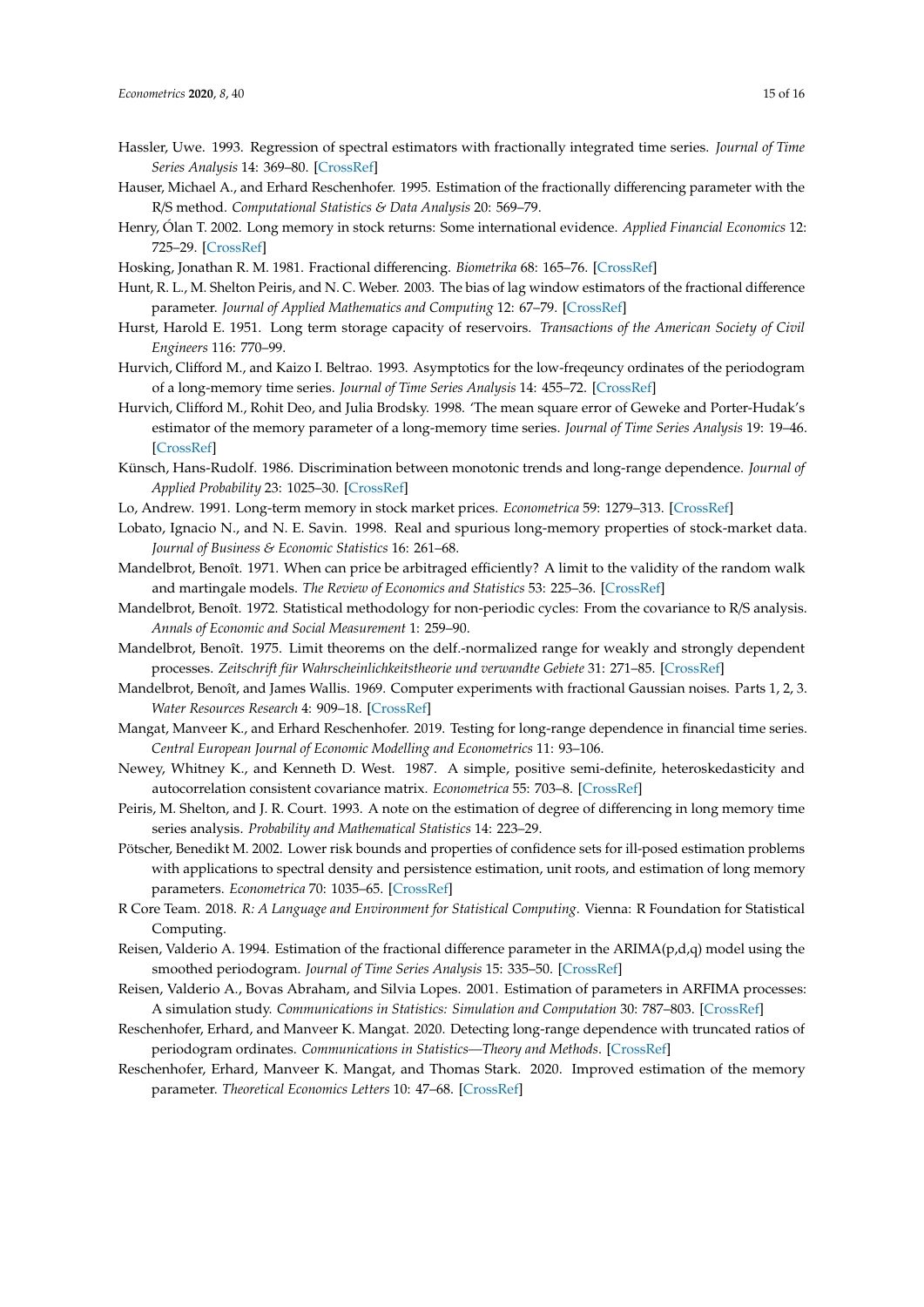Hassler, Uwe. 1993. Regression of spectral estimators with fractionally integrated time series. *Journal of Time Series Analysis* 14: 369–80. [CrossRef]

Hauser, Michael A., and Erhard Reschenhofer. 1995. Estimation of the fractionally differencing parameter with the R/S method. *Computational Statistics & Data Analysis* 20: 569–79.

Henry, Ólan T. 2002. Long memory in stock returns: Some international evidence. *Applied Financial Economics* 12: 725–29. [CrossRef]

Hosking, Jonathan R. M. 1981. Fractional differencing. *Biometrika* 68: 165–76. [CrossRef]

Hunt, R. L., M. Shelton Peiris, and N. C. Weber. 2003. The bias of lag window estimators of the fractional difference parameter. *Journal of Applied Mathematics and Computing* 12: 67–79. [CrossRef]

Hurst, Harold E. 1951. Long term storage capacity of reservoirs. *Transactions of the American Society of Civil Engineers* 116: 770–99.

Hurvich, Clifford M., and Kaizo I. Beltrao. 1993. Asymptotics for the low-freqeuncy ordinates of the periodogram of a long-memory time series. *Journal of Time Series Analysis* 14: 455–72. [CrossRef]

Hurvich, Clifford M., Rohit Deo, and Julia Brodsky. 1998. 'The mean square error of Geweke and Porter-Hudak's estimator of the memory parameter of a long-memory time series. *Journal of Time Series Analysis* 19: 19–46. [CrossRef]

Künsch, Hans-Rudolf. 1986. Discrimination between monotonic trends and long-range dependence. *Journal of Applied Probability* 23: 1025–30. [CrossRef]

Lo, Andrew. 1991. Long-term memory in stock market prices. *Econometrica* 59: 1279–313. [CrossRef]

Lobato, Ignacio N., and N. E. Savin. 1998. Real and spurious long-memory properties of stock-market data. *Journal of Business & Economic Statistics* 16: 261–68.

Mandelbrot, Benoît. 1971. When can price be arbitraged efficiently? A limit to the validity of the random walk and martingale models. *The Review of Economics and Statistics* 53: 225–36. [CrossRef]

Mandelbrot, Benoît. 1972. Statistical methodology for non-periodic cycles: From the covariance to R/S analysis. *Annals of Economic and Social Measurement* 1: 259–90.

Mandelbrot, Benoît. 1975. Limit theorems on the delf.-normalized range for weakly and strongly dependent processes. *Zeitschrift für Wahrscheinlichkeitstheorie und verwandte Gebiete* 31: 271–85. [CrossRef]

Mandelbrot, Benoît, and James Wallis. 1969. Computer experiments with fractional Gaussian noises. Parts 1, 2, 3. *Water Resources Research* 4: 909–18. [CrossRef]

Mangat, Manveer K., and Erhard Reschenhofer. 2019. Testing for long-range dependence in financial time series. *Central European Journal of Economic Modelling and Econometrics* 11: 93–106.

Newey, Whitney K., and Kenneth D. West. 1987. A simple, positive semi-definite, heteroskedasticity and autocorrelation consistent covariance matrix. *Econometrica* 55: 703–8. [CrossRef]

Peiris, M. Shelton, and J. R. Court. 1993. A note on the estimation of degree of differencing in long memory time series analysis. *Probability and Mathematical Statistics* 14: 223–29.

Pötscher, Benedikt M. 2002. Lower risk bounds and properties of confidence sets for ill-posed estimation problems with applications to spectral density and persistence estimation, unit roots, and estimation of long memory parameters. *Econometrica* 70: 1035–65. [CrossRef]

R Core Team. 2018. *R: A Language and Environment for Statistical Computing*. Vienna: R Foundation for Statistical Computing.

Reisen, Valderio A. 1994. Estimation of the fractional difference parameter in the ARIMA(p,d,q) model using the smoothed periodogram. *Journal of Time Series Analysis* 15: 335–50. [CrossRef]

Reisen, Valderio A., Bovas Abraham, and Silvia Lopes. 2001. Estimation of parameters in ARFIMA processes: A simulation study. *Communications in Statistics: Simulation and Computation* 30: 787–803. [CrossRef]

Reschenhofer, Erhard, and Manveer K. Mangat. 2020. Detecting long-range dependence with truncated ratios of periodogram ordinates. *Communications in Statistics—Theory and Methods*. [CrossRef]

Reschenhofer, Erhard, Manveer K. Mangat, and Thomas Stark. 2020. Improved estimation of the memory parameter. *Theoretical Economics Letters* 10: 47–68. [CrossRef]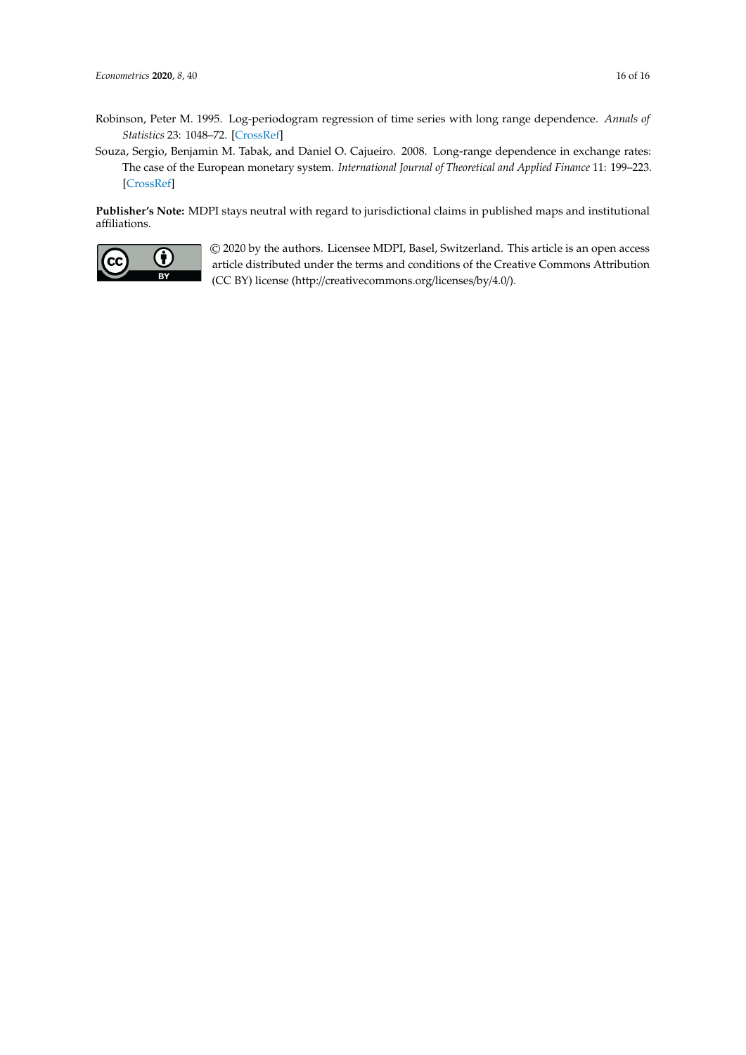Robinson, Peter M. 1995. Log-periodogram regression of time series with long range dependence. *Annals of Statistics* 23: 1048–72. [CrossRef]

Souza, Sergio, Benjamin M. Tabak, and Daniel O. Cajueiro. 2008. Long-range dependence in exchange rates: The case of the European monetary system. *International Journal of Theoretical and Applied Finance* 11: 199–223. [CrossRef]

**Publisher's Note:** MDPI stays neutral with regard to jurisdictional claims in published maps and institutional affiliations.

© 2020 by the authors. Licensee MDPI, Basel, Switzerland. This article is an open access article distributed under the terms and conditions of the Creative Commons Attribution (CC BY) license (http://creativecommons.org/licenses/by/4.0/).